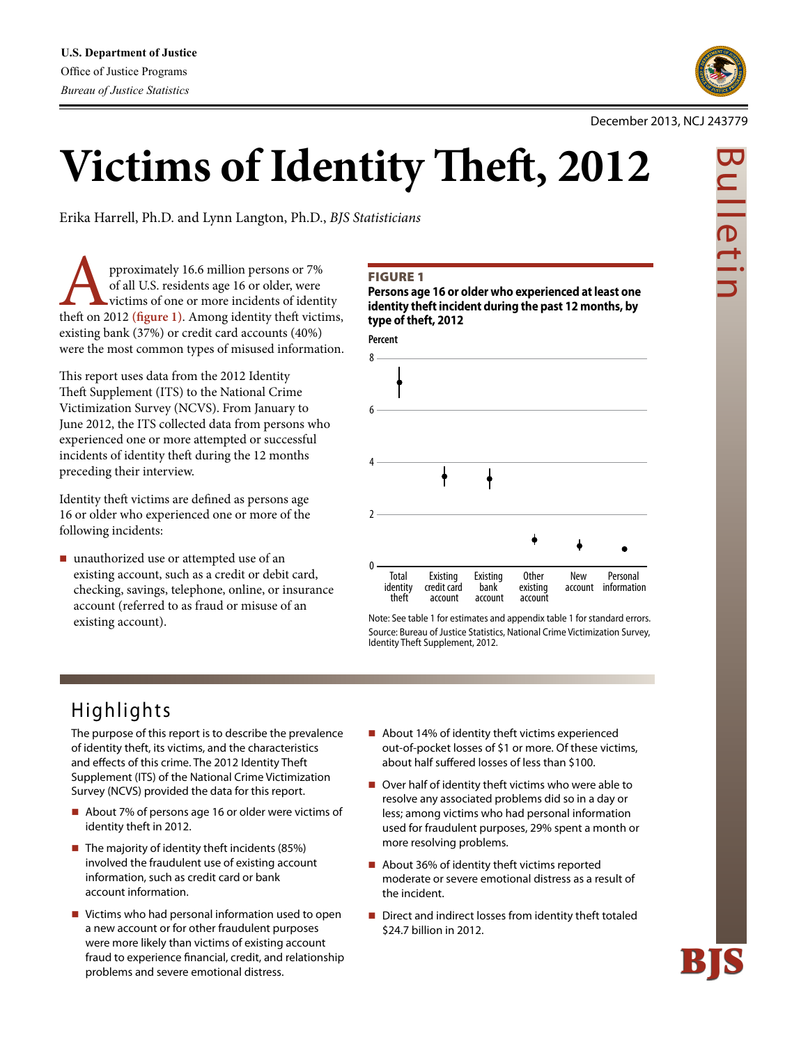U.S. Department of Justice
Office of Justice Programs
*Bureau of Justice Statistics*

December 2013, NCJ 243779

# Victims of Identity Theft, 2012

Erika Harrell, Ph.D. and Lynn Langton, Ph.D., *BJS Statisticians*

Approximately 16.6 million persons or 7% of all U.S. residents age 16 or older, were victims of one or more incidents of identity theft on 2012 **(figure 1)**. Among identity theft victims, existing bank (37%) or credit card accounts (40%) were the most common types of misused information.

This report uses data from the 2012 Identity Theft Supplement (ITS) to the National Crime Victimization Survey (NCVS). From January to June 2012, the ITS collected data from persons who experienced one or more attempted or successful incidents of identity theft during the 12 months preceding their interview.

Identity theft victims are defined as persons age 16 or older who experienced one or more of the following incidents:

- unauthorized use or attempted use of an existing account, such as a credit or debit card, checking, savings, telephone, online, or insurance account (referred to as fraud or misuse of an existing account).

**FIGURE 1**

**Persons age 16 or older who experienced at least one identity theft incident during the past 12 months, by type of theft, 2012**

Percent: 0, 2, 4, 6, 8

Total identity theft | Existing credit card account | Existing bank account | Other existing account | New account | Personal information

Note: See table 1 for estimates and appendix table 1 for standard errors.
Source: Bureau of Justice Statistics, National Crime Victimization Survey, Identity Theft Supplement, 2012.

## Highlights

The purpose of this report is to describe the prevalence of identity theft, its victims, and the characteristics and effects of this crime. The 2012 Identity Theft Supplement (ITS) of the National Crime Victimization Survey (NCVS) provided the data for this report.

- About 7% of persons age 16 or older were victims of identity theft in 2012.
- The majority of identity theft incidents (85%) involved the fraudulent use of existing account information, such as credit card or bank account information.
- Victims who had personal information used to open a new account or for other fraudulent purposes were more likely than victims of existing account fraud to experience financial, credit, and relationship problems and severe emotional distress.
- About 14% of identity theft victims experienced out-of-pocket losses of $1 or more. Of these victims, about half suffered losses of less than $100.
- Over half of identity theft victims who were able to resolve any associated problems did so in a day or less; among victims who had personal information used for fraudulent purposes, 29% spent a month or more resolving problems.
- About 36% of identity theft victims reported moderate or severe emotional distress as a result of the incident.
- Direct and indirect losses from identity theft totaled $24.7 billion in 2012.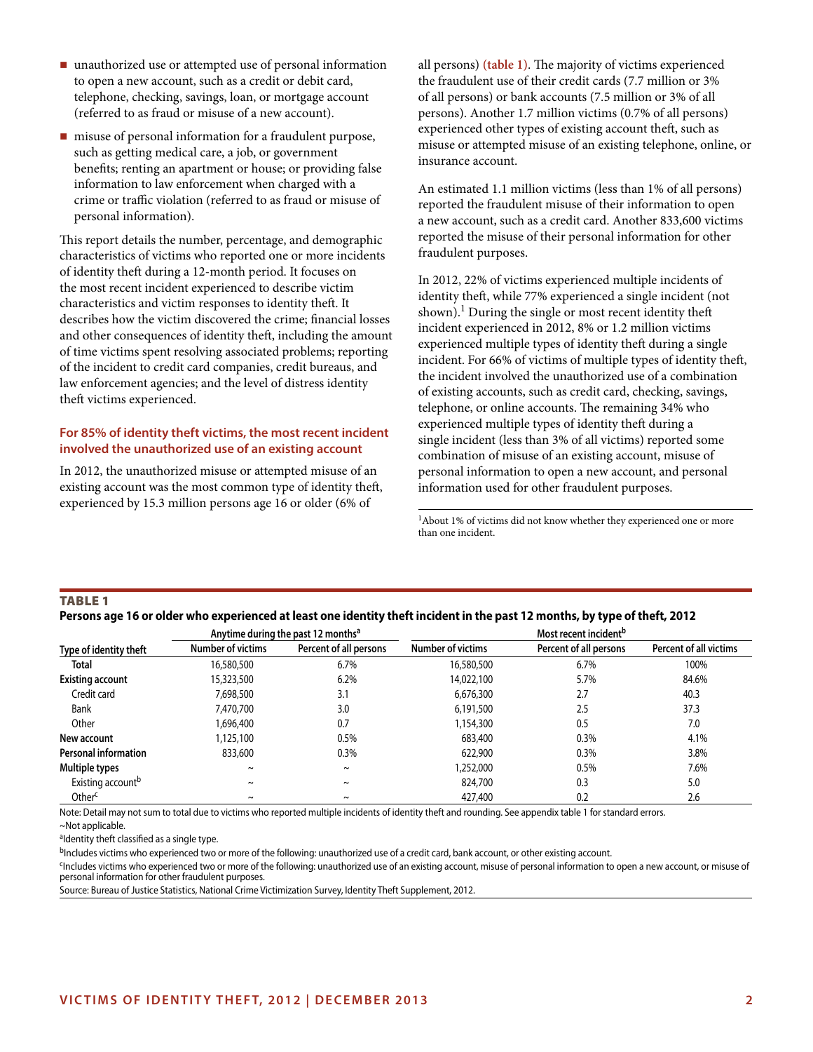- unauthorized use or attempted use of personal information to open a new account, such as a credit or debit card, telephone, checking, savings, loan, or mortgage account (referred to as fraud or misuse of a new account).
- misuse of personal information for a fraudulent purpose, such as getting medical care, a job, or government benefits; renting an apartment or house; or providing false information to law enforcement when charged with a crime or traffic violation (referred to as fraud or misuse of personal information).

This report details the number, percentage, and demographic characteristics of victims who reported one or more incidents of identity theft during a 12-month period. It focuses on the most recent incident experienced to describe victim characteristics and victim responses to identity theft. It describes how the victim discovered the crime; financial losses and other consequences of identity theft, including the amount of time victims spent resolving associated problems; reporting of the incident to credit card companies, credit bureaus, and law enforcement agencies; and the level of distress identity theft victims experienced.

### For 85% of identity theft victims, the most recent incident involved the unauthorized use of an existing account

In 2012, the unauthorized misuse or attempted misuse of an existing account was the most common type of identity theft, experienced by 15.3 million persons age 16 or older (6% of all persons) (table 1). The majority of victims experienced the fraudulent use of their credit cards (7.7 million or 3% of all persons) or bank accounts (7.5 million or 3% of all persons). Another 1.7 million victims (0.7% of all persons) experienced other types of existing account theft, such as misuse or attempted misuse of an existing telephone, online, or insurance account.

An estimated 1.1 million victims (less than 1% of all persons) reported the fraudulent misuse of their information to open a new account, such as a credit card. Another 833,600 victims reported the misuse of their personal information for other fraudulent purposes.

In 2012, 22% of victims experienced multiple incidents of identity theft, while 77% experienced a single incident (not shown).[1] During the single or most recent identity theft incident experienced in 2012, 8% or 1.2 million victims experienced multiple types of identity theft during a single incident. For 66% of victims of multiple types of identity theft, the incident involved the unauthorized use of a combination of existing accounts, such as credit card, checking, savings, telephone, or online accounts. The remaining 34% who experienced multiple types of identity theft during a single incident (less than 3% of all victims) reported some combination of misuse of an existing account, misuse of personal information to open a new account, and personal information used for other fraudulent purposes.

[1]About 1% of victims did not know whether they experienced one or more than one incident.

**TABLE 1**
**Persons age 16 or older who experienced at least one identity theft incident in the past 12 months, by type of theft, 2012**

| Type of identity theft | Anytime during the past 12 months[a] | | Most recent incident[b] | | |
|---|---|---|---|---|---|
| | Number of victims | Percent of all persons | Number of victims | Percent of all persons | Percent of all victims |
| **Total** | 16,580,500 | 6.7% | 16,580,500 | 6.7% | 100% |
| **Existing account** | 15,323,500 | 6.2% | 14,022,100 | 5.7% | 84.6% |
| Credit card | 7,698,500 | 3.1 | 6,676,300 | 2.7 | 40.3 |
| Bank | 7,470,700 | 3.0 | 6,191,500 | 2.5 | 37.3 |
| Other | 1,696,400 | 0.7 | 1,154,300 | 0.5 | 7.0 |
| **New account** | 1,125,100 | 0.5% | 683,400 | 0.3% | 4.1% |
| **Personal information** | 833,600 | 0.3% | 622,900 | 0.3% | 3.8% |
| **Multiple types** | ~ | ~ | 1,252,000 | 0.5% | 7.6% |
| Existing account[b] | ~ | ~ | 824,700 | 0.3 | 5.0 |
| Other[c] | ~ | ~ | 427,400 | 0.2 | 2.6 |

Note: Detail may not sum to total due to victims who reported multiple incidents of identity theft and rounding. See appendix table 1 for standard errors.
~Not applicable.
[a]Identity theft classified as a single type.
[b]Includes victims who experienced two or more of the following: unauthorized use of a credit card, bank account, or other existing account.
[c]Includes victims who experienced two or more of the following: unauthorized use of an existing account, misuse of personal information to open a new account, or misuse of personal information for other fraudulent purposes.
Source: Bureau of Justice Statistics, National Crime Victimization Survey, Identity Theft Supplement, 2012.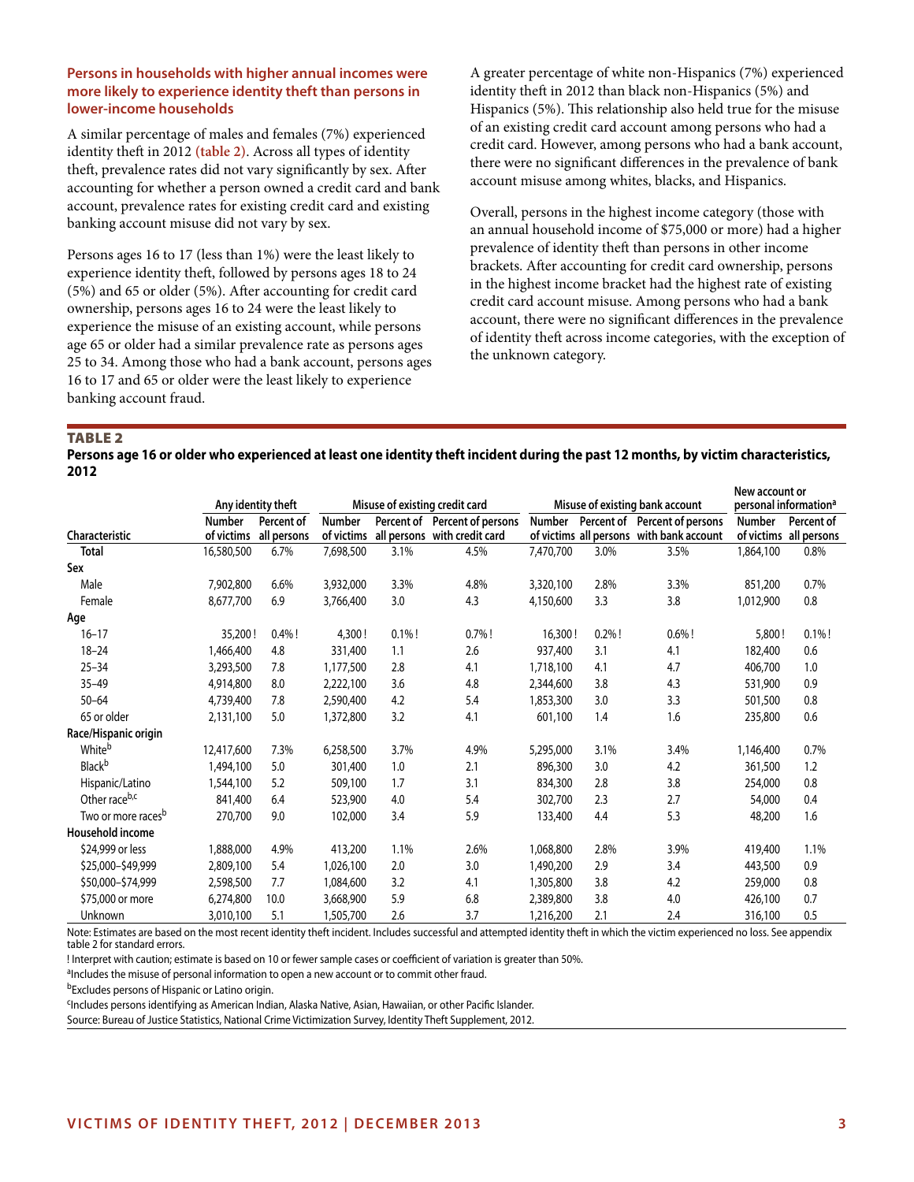### Persons in households with higher annual incomes were more likely to experience identity theft than persons in lower-income households

A similar percentage of males and females (7%) experienced identity theft in 2012 **(table 2)**. Across all types of identity theft, prevalence rates did not vary significantly by sex. After accounting for whether a person owned a credit card and bank account, prevalence rates for existing credit card and existing banking account misuse did not vary by sex.

Persons ages 16 to 17 (less than 1%) were the least likely to experience identity theft, followed by persons ages 18 to 24 (5%) and 65 or older (5%). After accounting for credit card ownership, persons ages 16 to 24 were the least likely to experience the misuse of an existing account, while persons age 65 or older had a similar prevalence rate as persons ages 25 to 34. Among those who had a bank account, persons ages 16 to 17 and 65 or older were the least likely to experience banking account fraud.

A greater percentage of white non-Hispanics (7%) experienced identity theft in 2012 than black non-Hispanics (5%) and Hispanics (5%). This relationship also held true for the misuse of an existing credit card account among persons who had a credit card. However, among persons who had a bank account, there were no significant differences in the prevalence of bank account misuse among whites, blacks, and Hispanics.

Overall, persons in the highest income category (those with an annual household income of $75,000 or more) had a higher prevalence of identity theft than persons in other income brackets. After accounting for credit card ownership, persons in the highest income bracket had the highest rate of existing credit card account misuse. Among persons who had a bank account, there were no significant differences in the prevalence of identity theft across income categories, with the exception of the unknown category.

**TABLE 2**

**Persons age 16 or older who experienced at least one identity theft incident during the past 12 months, by victim characteristics, 2012**

| | Any identity theft | | Misuse of existing credit card | | | Misuse of existing bank account | | | New account or personal information[a] | |
|---|---|---|---|---|---|---|---|---|---|---|
| Characteristic | Number of victims | Percent of all persons | Number of victims | Percent of all persons | Percent of persons with credit card | Number of victims | Percent of all persons | Percent of persons with bank account | Number of victims | Percent of all persons |
| **Total** | 16,580,500 | 6.7% | 7,698,500 | 3.1% | 4.5% | 7,470,700 | 3.0% | 3.5% | 1,864,100 | 0.8% |
| **Sex** | | | | | | | | | | |
| Male | 7,902,800 | 6.6% | 3,932,000 | 3.3% | 4.8% | 3,320,100 | 2.8% | 3.3% | 851,200 | 0.7% |
| Female | 8,677,700 | 6.9 | 3,766,400 | 3.0 | 4.3 | 4,150,600 | 3.3 | 3.8 | 1,012,900 | 0.8 |
| **Age** | | | | | | | | | | |
| 16–17 | 35,200 ! | 0.4% ! | 4,300 ! | 0.1% ! | 0.7% ! | 16,300 ! | 0.2% ! | 0.6% ! | 5,800 ! | 0.1% ! |
| 18–24 | 1,466,400 | 4.8 | 331,400 | 1.1 | 2.6 | 937,400 | 3.1 | 4.1 | 182,400 | 0.6 |
| 25–34 | 3,293,500 | 7.8 | 1,177,500 | 2.8 | 4.1 | 1,718,100 | 4.1 | 4.7 | 406,700 | 1.0 |
| 35–49 | 4,914,800 | 8.0 | 2,222,100 | 3.6 | 4.8 | 2,344,600 | 3.8 | 4.3 | 531,900 | 0.9 |
| 50–64 | 4,739,400 | 7.8 | 2,590,400 | 4.2 | 5.4 | 1,853,300 | 3.0 | 3.3 | 501,500 | 0.8 |
| 65 or older | 2,131,100 | 5.0 | 1,372,800 | 3.2 | 4.1 | 601,100 | 1.4 | 1.6 | 235,800 | 0.6 |
| **Race/Hispanic origin** | | | | | | | | | | |
| White[b] | 12,417,600 | 7.3% | 6,258,500 | 3.7% | 4.9% | 5,295,000 | 3.1% | 3.4% | 1,146,400 | 0.7% |
| Black[b] | 1,494,100 | 5.0 | 301,400 | 1.0 | 2.1 | 896,300 | 3.0 | 4.2 | 361,500 | 1.2 |
| Hispanic/Latino | 1,544,100 | 5.2 | 509,100 | 1.7 | 3.1 | 834,300 | 2.8 | 3.8 | 254,000 | 0.8 |
| Other race[b,c] | 841,400 | 6.4 | 523,900 | 4.0 | 5.4 | 302,700 | 2.3 | 2.7 | 54,000 | 0.4 |
| Two or more races[b] | 270,700 | 9.0 | 102,000 | 3.4 | 5.9 | 133,400 | 4.4 | 5.3 | 48,200 | 1.6 |
| **Household income** | | | | | | | | | | |
| $24,999 or less | 1,888,000 | 4.9% | 413,200 | 1.1% | 2.6% | 1,068,800 | 2.8% | 3.9% | 419,400 | 1.1% |
| $25,000–$49,999 | 2,809,100 | 5.4 | 1,026,100 | 2.0 | 3.0 | 1,490,200 | 2.9 | 3.4 | 443,500 | 0.9 |
| $50,000–$74,999 | 2,598,500 | 7.7 | 1,084,600 | 3.2 | 4.1 | 1,305,800 | 3.8 | 4.2 | 259,000 | 0.8 |
| $75,000 or more | 6,274,800 | 10.0 | 3,668,900 | 5.9 | 6.8 | 2,389,800 | 3.8 | 4.0 | 426,100 | 0.7 |
| Unknown | 3,010,100 | 5.1 | 1,505,700 | 2.6 | 3.7 | 1,216,200 | 2.1 | 2.4 | 316,100 | 0.5 |

Note: Estimates are based on the most recent identity theft incident. Includes successful and attempted identity theft in which the victim experienced no loss. See appendix table 2 for standard errors.

! Interpret with caution; estimate is based on 10 or fewer sample cases or coefficient of variation is greater than 50%.

[a]Includes the misuse of personal information to open a new account or to commit other fraud.

[b]Excludes persons of Hispanic or Latino origin.

[c]Includes persons identifying as American Indian, Alaska Native, Asian, Hawaiian, or other Pacific Islander.

Source: Bureau of Justice Statistics, National Crime Victimization Survey, Identity Theft Supplement, 2012.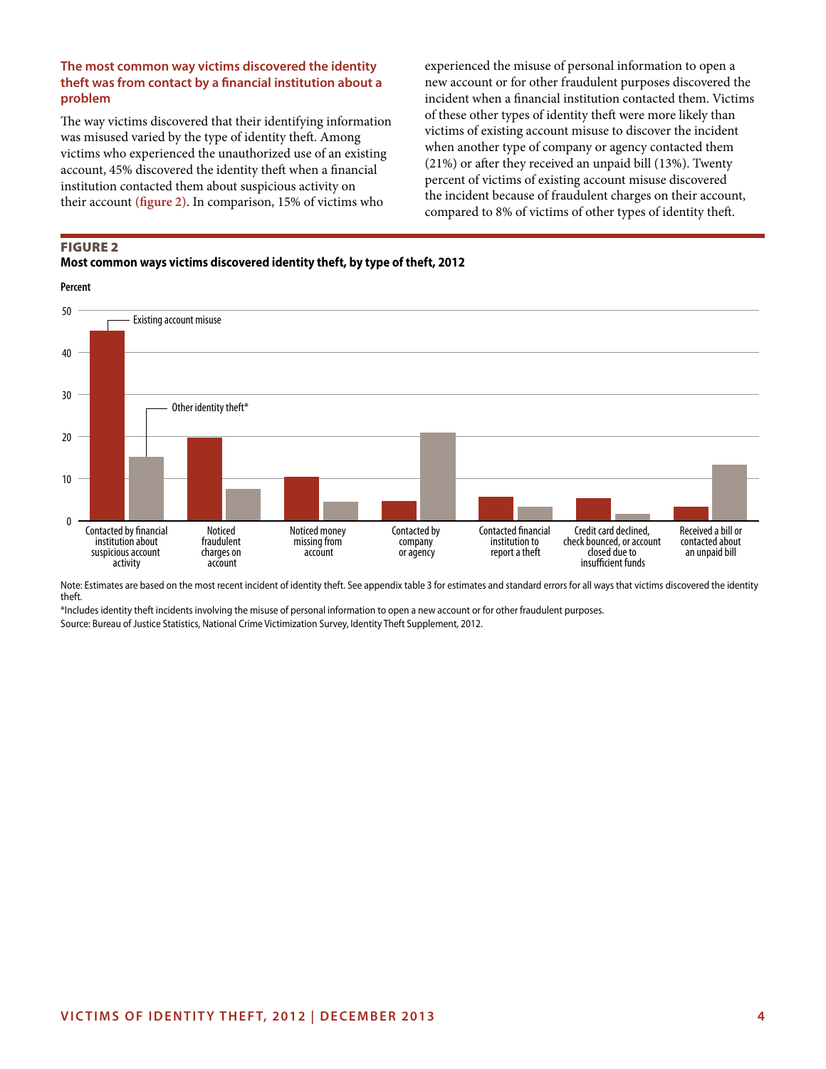### The most common way victims discovered the identity theft was from contact by a financial institution about a problem

The way victims discovered that their identifying information was misused varied by the type of identity theft. Among victims who experienced the unauthorized use of an existing account, 45% discovered the identity theft when a financial institution contacted them about suspicious activity on their account (figure 2). In comparison, 15% of victims who experienced the misuse of personal information to open a new account or for other fraudulent purposes discovered the incident when a financial institution contacted them. Victims of these other types of identity theft were more likely than victims of existing account misuse to discover the incident when another type of company or agency contacted them (21%) or after they received an unpaid bill (13%). Twenty percent of victims of existing account misuse discovered the incident because of fraudulent charges on their account, compared to 8% of victims of other types of identity theft.

**FIGURE 2**
**Most common ways victims discovered identity theft, by type of theft, 2012**

Percent

| | Existing account misuse | Other identity theft* |
|---|---|---|
| Contacted by financial institution about suspicious account activity | 45 | 15 |
| Noticed fraudulent charges on account | 20 | 8 |
| Noticed money missing from account | 10 | 4 |
| Contacted by company or agency | 5 | 21 |
| Contacted financial institution to report a theft | 6 | 3 |
| Credit card declined, check bounced, or account closed due to insufficient funds | 5 | 2 |
| Received a bill or contacted about an unpaid bill | 3 | 13 |

Note: Estimates are based on the most recent incident of identity theft. See appendix table 3 for estimates and standard errors for all ways that victims discovered the identity theft.

*Includes identity theft incidents involving the misuse of personal information to open a new account or for other fraudulent purposes.

Source: Bureau of Justice Statistics, National Crime Victimization Survey, Identity Theft Supplement, 2012.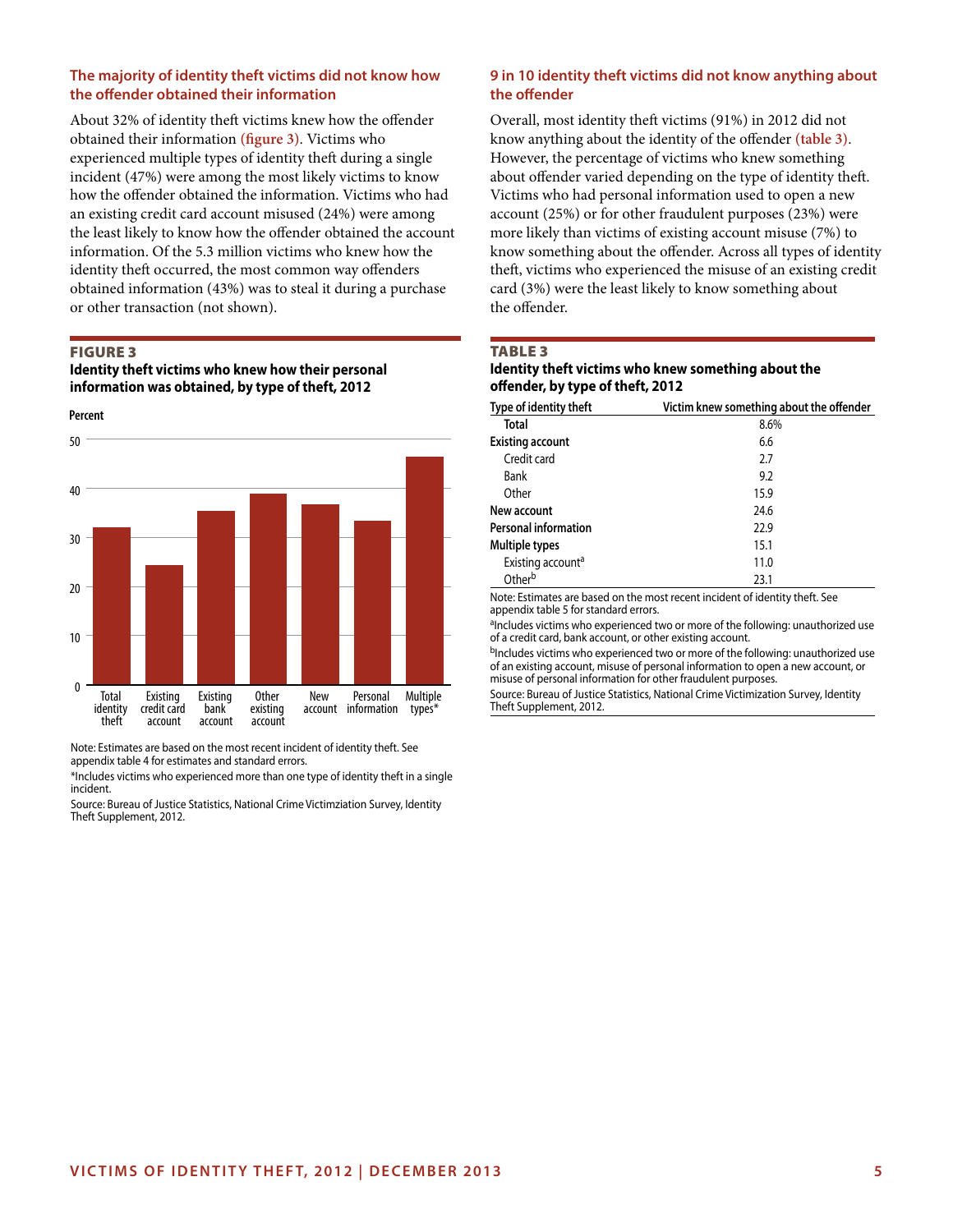## The majority of identity theft victims did not know how the offender obtained their information

About 32% of identity theft victims knew how the offender obtained their information (figure 3). Victims who experienced multiple types of identity theft during a single incident (47%) were among the most likely victims to know how the offender obtained the information. Victims who had an existing credit card account misused (24%) were among the least likely to know how the offender obtained the account information. Of the 5.3 million victims who knew how the identity theft occurred, the most common way offenders obtained information (43%) was to steal it during a purchase or other transaction (not shown).

**FIGURE 3**
**Identity theft victims who knew how their personal information was obtained, by type of theft, 2012**

Percent

| Type of theft | Percent (approx.) |
|---|---|
| Total identity theft | 32 |
| Existing credit card account | 24 |
| Existing bank account | 35 |
| Other existing account | 39 |
| New account | 37 |
| Personal information | 33 |
| Multiple types* | 47 |

Note: Estimates are based on the most recent incident of identity theft. See appendix table 4 for estimates and standard errors.

*Includes victims who experienced more than one type of identity theft in a single incident.

Source: Bureau of Justice Statistics, National Crime Victimziation Survey, Identity Theft Supplement, 2012.

## 9 in 10 identity theft victims did not know anything about the offender

Overall, most identity theft victims (91%) in 2012 did not know anything about the identity of the offender (table 3). However, the percentage of victims who knew something about offender varied depending on the type of identity theft. Victims who had personal information used to open a new account (25%) or for other fraudulent purposes (23%) were more likely than victims of existing account misuse (7%) to know something about the offender. Across all types of identity theft, victims who experienced the misuse of an existing credit card (3%) were the least likely to know something about the offender.

**TABLE 3**
**Identity theft victims who knew something about the offender, by type of theft, 2012**

| Type of identity theft | Victim knew something about the offender |
|---|---|
| **Total** | 8.6% |
| **Existing account** | 6.6 |
| Credit card | 2.7 |
| Bank | 9.2 |
| Other | 15.9 |
| **New account** | 24.6 |
| **Personal information** | 22.9 |
| **Multiple types** | 15.1 |
| Existing account[a] | 11.0 |
| Other[b] | 23.1 |

Note: Estimates are based on the most recent incident of identity theft. See appendix table 5 for standard errors.

[a]Includes victims who experienced two or more of the following: unauthorized use of a credit card, bank account, or other existing account.

[b]Includes victims who experienced two or more of the following: unauthorized use of an existing account, misuse of personal information to open a new account, or misuse of personal information for other fraudulent purposes.

Source: Bureau of Justice Statistics, National Crime Victimization Survey, Identity Theft Supplement, 2012.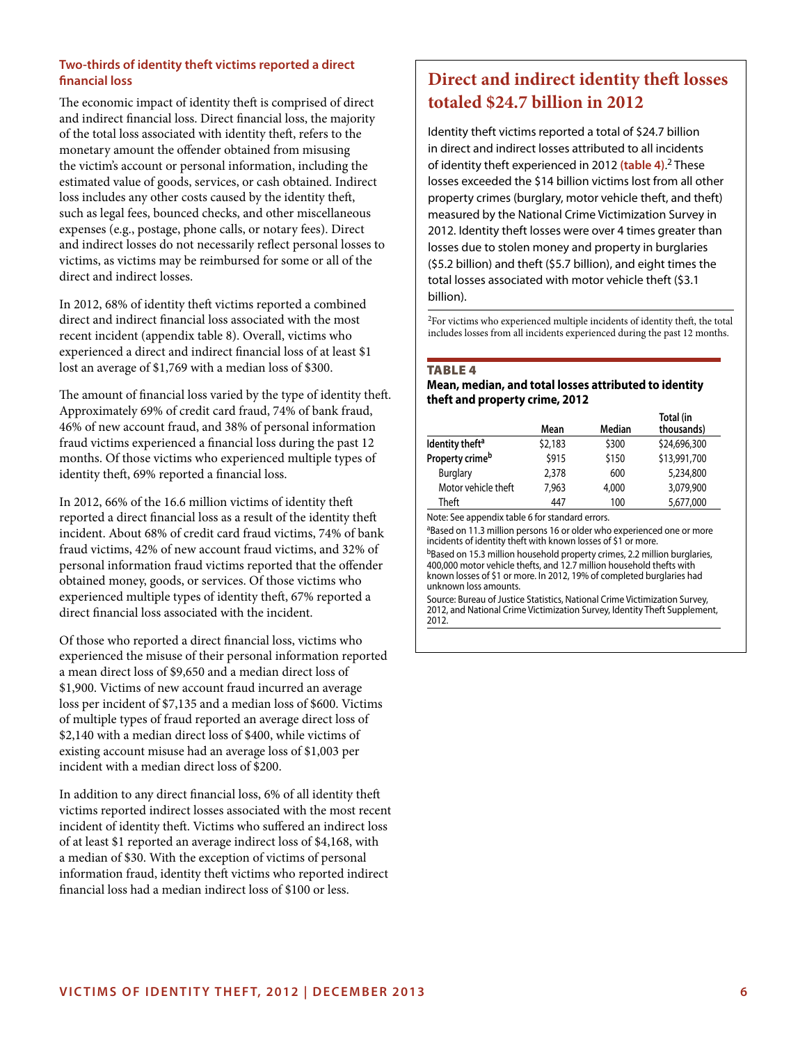### Two-thirds of identity theft victims reported a direct financial loss

The economic impact of identity theft is comprised of direct and indirect financial loss. Direct financial loss, the majority of the total loss associated with identity theft, refers to the monetary amount the offender obtained from misusing the victim's account or personal information, including the estimated value of goods, services, or cash obtained. Indirect loss includes any other costs caused by the identity theft, such as legal fees, bounced checks, and other miscellaneous expenses (e.g., postage, phone calls, or notary fees). Direct and indirect losses do not necessarily reflect personal losses to victims, as victims may be reimbursed for some or all of the direct and indirect losses.

In 2012, 68% of identity theft victims reported a combined direct and indirect financial loss associated with the most recent incident (appendix table 8). Overall, victims who experienced a direct and indirect financial loss of at least $1 lost an average of $1,769 with a median loss of $300.

The amount of financial loss varied by the type of identity theft. Approximately 69% of credit card fraud, 74% of bank fraud, 46% of new account fraud, and 38% of personal information fraud victims experienced a financial loss during the past 12 months. Of those victims who experienced multiple types of identity theft, 69% reported a financial loss.

In 2012, 66% of the 16.6 million victims of identity theft reported a direct financial loss as a result of the identity theft incident. About 68% of credit card fraud victims, 74% of bank fraud victims, 42% of new account fraud victims, and 32% of personal information fraud victims reported that the offender obtained money, goods, or services. Of those victims who experienced multiple types of identity theft, 67% reported a direct financial loss associated with the incident.

Of those who reported a direct financial loss, victims who experienced the misuse of their personal information reported a mean direct loss of $9,650 and a median direct loss of $1,900. Victims of new account fraud incurred an average loss per incident of $7,135 and a median loss of $600. Victims of multiple types of fraud reported an average direct loss of $2,140 with a median direct loss of $400, while victims of existing account misuse had an average loss of $1,003 per incident with a median direct loss of $200.

In addition to any direct financial loss, 6% of all identity theft victims reported indirect losses associated with the most recent incident of identity theft. Victims who suffered an indirect loss of at least $1 reported an average indirect loss of $4,168, with a median of $30. With the exception of victims of personal information fraud, identity theft victims who reported indirect financial loss had a median indirect loss of $100 or less.

## Direct and indirect identity theft losses totaled $24.7 billion in 2012

Identity theft victims reported a total of $24.7 billion in direct and indirect losses attributed to all incidents of identity theft experienced in 2012 **(table 4)**.[2] These losses exceeded the $14 billion victims lost from all other property crimes (burglary, motor vehicle theft, and theft) measured by the National Crime Victimization Survey in 2012. Identity theft losses were over 4 times greater than losses due to stolen money and property in burglaries ($5.2 billion) and theft ($5.7 billion), and eight times the total losses associated with motor vehicle theft ($3.1 billion).

[2]For victims who experienced multiple incidents of identity theft, the total includes losses from all incidents experienced during the past 12 months.

**TABLE 4**
**Mean, median, and total losses attributed to identity theft and property crime, 2012**

| | Mean | Median | Total (in thousands) |
|---|---|---|---|
| **Identity theft[a]** | $2,183 | $300 | $24,696,300 |
| **Property crime[b]** | $915 | $150 | $13,991,700 |
| Burglary | 2,378 | 600 | 5,234,800 |
| Motor vehicle theft | 7,963 | 4,000 | 3,079,900 |
| Theft | 447 | 100 | 5,677,000 |

Note: See appendix table 6 for standard errors.
[a]Based on 11.3 million persons 16 or older who experienced one or more incidents of identity theft with known losses of $1 or more.
[b]Based on 15.3 million household property crimes, 2.2 million burglaries, 400,000 motor vehicle thefts, and 12.7 million household thefts with known losses of $1 or more. In 2012, 19% of completed burglaries had unknown loss amounts.
Source: Bureau of Justice Statistics, National Crime Victimization Survey, 2012, and National Crime Victimization Survey, Identity Theft Supplement, 2012.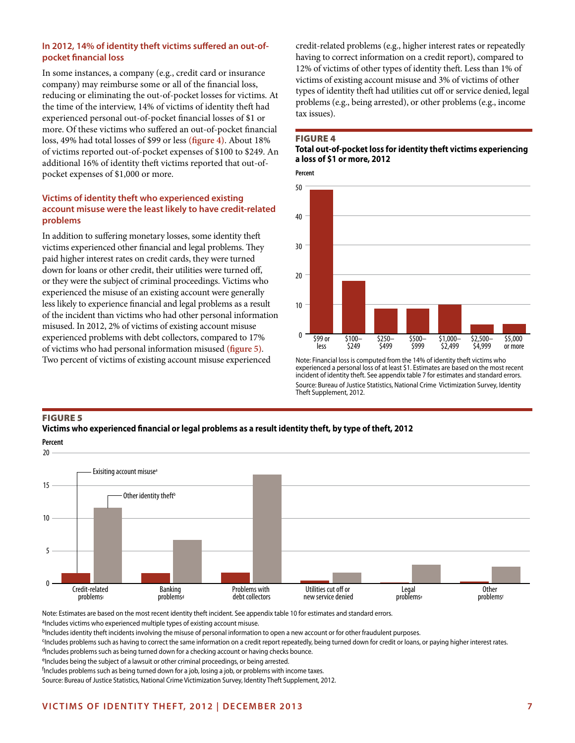### In 2012, 14% of identity theft victims suffered an out-of-pocket financial loss

In some instances, a company (e.g., credit card or insurance company) may reimburse some or all of the financial loss, reducing or eliminating the out-of-pocket losses for victims. At the time of the interview, 14% of victims of identity theft had experienced personal out-of-pocket financial losses of $1 or more. Of these victims who suffered an out-of-pocket financial loss, 49% had total losses of $99 or less **(figure 4)**. About 18% of victims reported out-of-pocket expenses of $100 to $249. An additional 16% of identity theft victims reported that out-of-pocket expenses of $1,000 or more.

### Victims of identity theft who experienced existing account misuse were the least likely to have credit-related problems

In addition to suffering monetary losses, some identity theft victims experienced other financial and legal problems. They paid higher interest rates on credit cards, they were turned down for loans or other credit, their utilities were turned off, or they were the subject of criminal proceedings. Victims who experienced the misuse of an existing account were generally less likely to experience financial and legal problems as a result of the incident than victims who had other personal information misused. In 2012, 2% of victims of existing account misuse experienced problems with debt collectors, compared to 17% of victims who had personal information misused **(figure 5)**. Two percent of victims of existing account misuse experienced credit-related problems (e.g., higher interest rates or repeatedly having to correct information on a credit report), compared to 12% of victims of other types of identity theft. Less than 1% of victims of existing account misuse and 3% of victims of other types of identity theft had utilities cut off or service denied, legal problems (e.g., being arrested), or other problems (e.g., income tax issues).

**FIGURE 4**
**Total out-of-pocket loss for identity theft victims experiencing a loss of $1 or more, 2012**

Note: Financial loss is computed from the 14% of identity theft victims who experienced a personal loss of at least $1. Estimates are based on the most recent incident of identity theft. See appendix table 7 for estimates and standard errors.
Source: Bureau of Justice Statistics, National Crime Victimization Survey, Identity Theft Supplement, 2012.

**FIGURE 5**
**Victims who experienced financial or legal problems as a result identity theft, by type of theft, 2012**

Note: Estimates are based on the most recent identity theft incident. See appendix table 10 for estimates and standard errors.
[a]Includes victims who experienced multiple types of existing account misuse.
[b]Includes identity theft incidents involving the misuse of personal information to open a new account or for other fraudulent purposes.
[c]Includes problems such as having to correct the same information on a credit report repeatedly, being turned down for credit or loans, or paying higher interest rates.
[d]Includes problems such as being turned down for a checking account or having checks bounce.
[e]Includes being the subject of a lawsuit or other criminal proceedings, or being arrested.
[f]Includes problems such as being turned down for a job, losing a job, or problems with income taxes.
Source: Bureau of Justice Statistics, National Crime Victimization Survey, Identity Theft Supplement, 2012.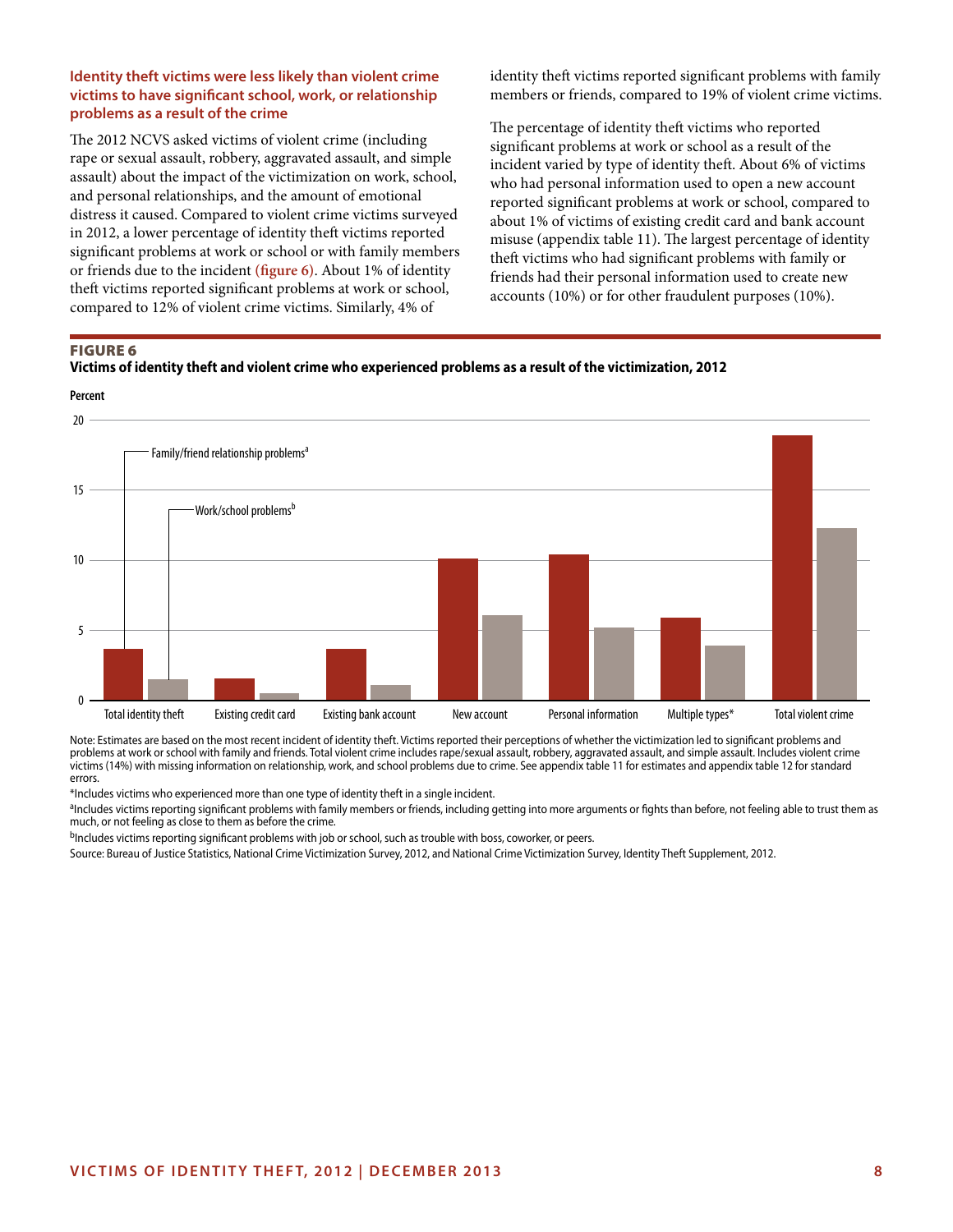### Identity theft victims were less likely than violent crime victims to have significant school, work, or relationship problems as a result of the crime

The 2012 NCVS asked victims of violent crime (including rape or sexual assault, robbery, aggravated assault, and simple assault) about the impact of the victimization on work, school, and personal relationships, and the amount of emotional distress it caused. Compared to violent crime victims surveyed in 2012, a lower percentage of identity theft victims reported significant problems at work or school or with family members or friends due to the incident **(figure 6)**. About 1% of identity theft victims reported significant problems at work or school, compared to 12% of violent crime victims. Similarly, 4% of identity theft victims reported significant problems with family members or friends, compared to 19% of violent crime victims.

The percentage of identity theft victims who reported significant problems at work or school as a result of the incident varied by type of identity theft. About 6% of victims who had personal information used to open a new account reported significant problems at work or school, compared to about 1% of victims of existing credit card and bank account misuse (appendix table 11). The largest percentage of identity theft victims who had significant problems with family or friends had their personal information used to create new accounts (10%) or for other fraudulent purposes (10%).

**FIGURE 6**
**Victims of identity theft and violent crime who experienced problems as a result of the victimization, 2012**

Note: Estimates are based on the most recent incident of identity theft. Victims reported their perceptions of whether the victimization led to significant problems and problems at work or school with family and friends. Total violent crime includes rape/sexual assault, robbery, aggravated assault, and simple assault. Includes violent crime victims (14%) with missing information on relationship, work, and school problems due to crime. See appendix table 11 for estimates and appendix table 12 for standard errors.

*Includes victims who experienced more than one type of identity theft in a single incident.

[a]Includes victims reporting significant problems with family members or friends, including getting into more arguments or fights than before, not feeling able to trust them as much, or not feeling as close to them as before the crime.

[b]Includes victims reporting significant problems with job or school, such as trouble with boss, coworker, or peers.

Source: Bureau of Justice Statistics, National Crime Victimization Survey, 2012, and National Crime Victimization Survey, Identity Theft Supplement, 2012.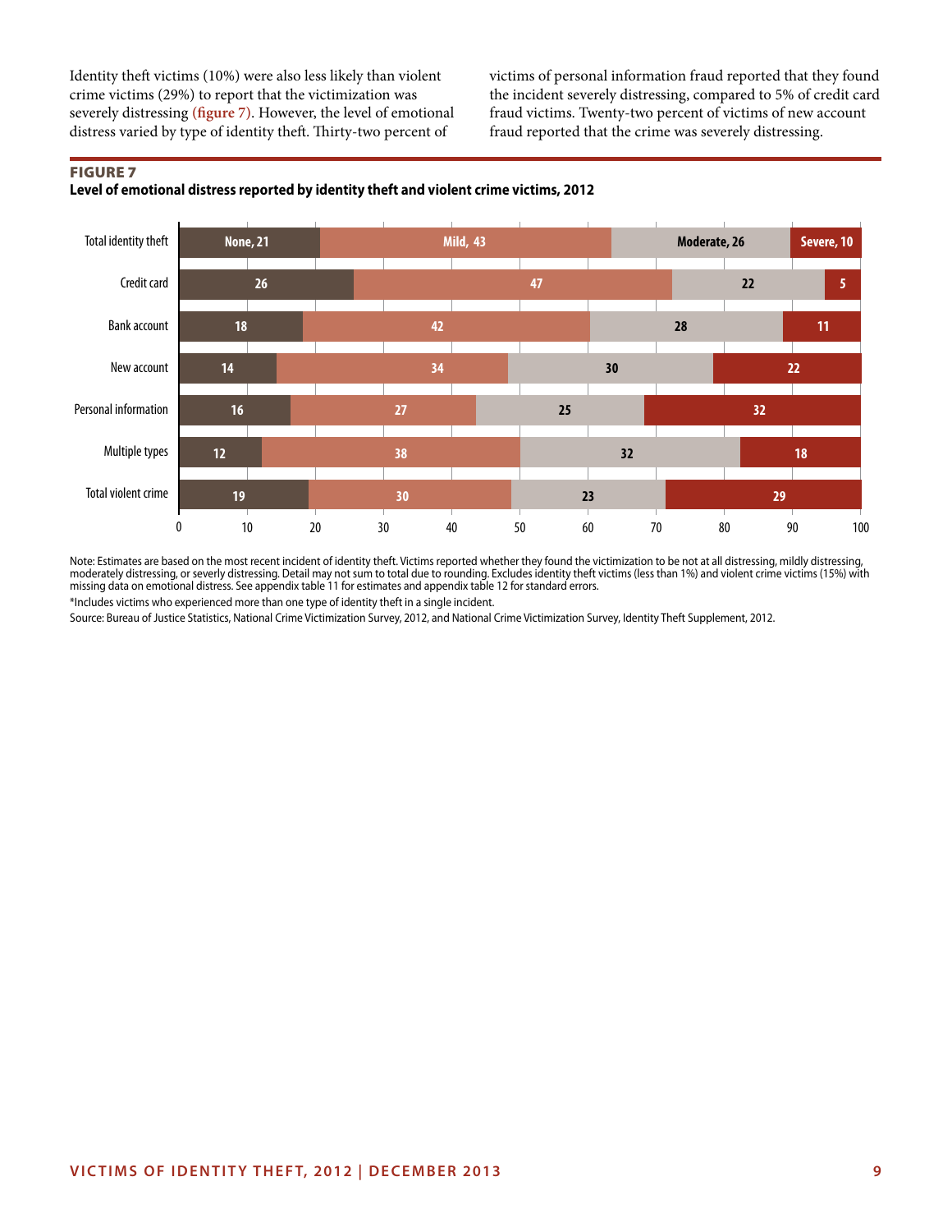Identity theft victims (10%) were also less likely than violent crime victims (29%) to report that the victimization was severely distressing (figure 7). However, the level of emotional distress varied by type of identity theft. Thirty-two percent of victims of personal information fraud reported that they found the incident severely distressing, compared to 5% of credit card fraud victims. Twenty-two percent of victims of new account fraud reported that the crime was severely distressing.

**FIGURE 7**

**Level of emotional distress reported by identity theft and violent crime victims, 2012**

| | None | Mild | Moderate | Severe |
|---|---|---|---|---|
| Total identity theft | 21 | 43 | 26 | 10 |
| Credit card | 26 | 47 | 22 | 5 |
| Bank account | 18 | 42 | 28 | 11 |
| New account | 14 | 34 | 30 | 22 |
| Personal information | 16 | 27 | 25 | 32 |
| Multiple types | 12 | 38 | 32 | 18 |
| Total violent crime | 19 | 30 | 23 | 29 |

Note: Estimates are based on the most recent incident of identity theft. Victims reported whether they found the victimization to be not at all distressing, mildly distressing, moderately distressing, or severely distressing. Detail may not sum to total due to rounding. Excludes identity theft victims (less than 1%) and violent crime victims (15%) with missing data on emotional distress. See appendix table 11 for estimates and appendix table 12 for standard errors.

*Includes victims who experienced more than one type of identity theft in a single incident.

Source: Bureau of Justice Statistics, National Crime Victimization Survey, 2012, and National Crime Victimization Survey, Identity Theft Supplement, 2012.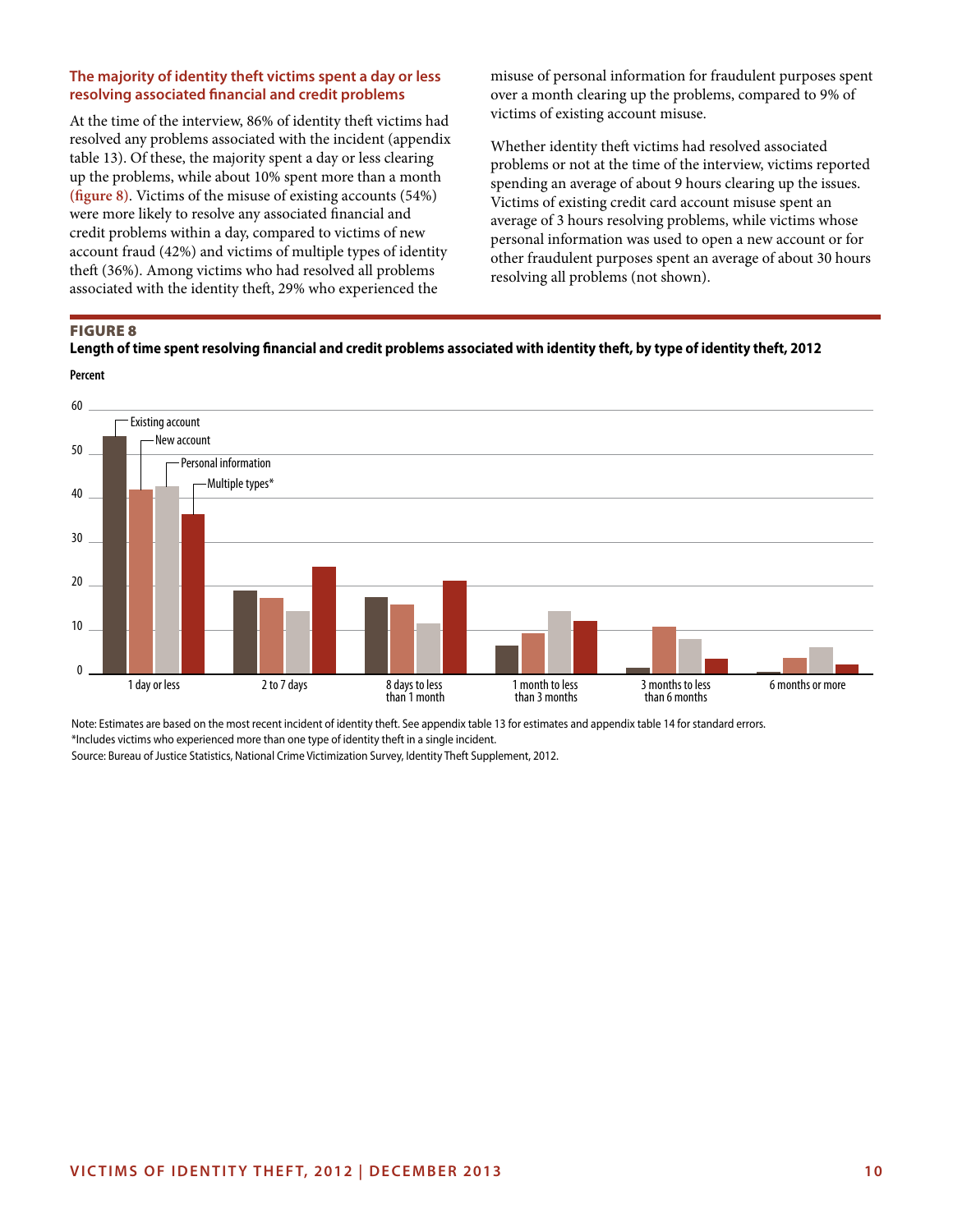### The majority of identity theft victims spent a day or less resolving associated financial and credit problems

At the time of the interview, 86% of identity theft victims had resolved any problems associated with the incident (appendix table 13). Of these, the majority spent a day or less clearing up the problems, while about 10% spent more than a month **(figure 8)**. Victims of the misuse of existing accounts (54%) were more likely to resolve any associated financial and credit problems within a day, compared to victims of new account fraud (42%) and victims of multiple types of identity theft (36%). Among victims who had resolved all problems associated with the identity theft, 29% who experienced the misuse of personal information for fraudulent purposes spent over a month clearing up the problems, compared to 9% of victims of existing account misuse.

Whether identity theft victims had resolved associated problems or not at the time of the interview, victims reported spending an average of about 9 hours clearing up the issues. Victims of existing credit card account misuse spent an average of 3 hours resolving problems, while victims whose personal information was used to open a new account or for other fraudulent purposes spent an average of about 30 hours resolving all problems (not shown).

**FIGURE 8**

**Length of time spent resolving financial and credit problems associated with identity theft, by type of identity theft, 2012**

Note: Estimates are based on the most recent incident of identity theft. See appendix table 13 for estimates and appendix table 14 for standard errors.

*Includes victims who experienced more than one type of identity theft in a single incident.

Source: Bureau of Justice Statistics, National Crime Victimization Survey, Identity Theft Supplement, 2012.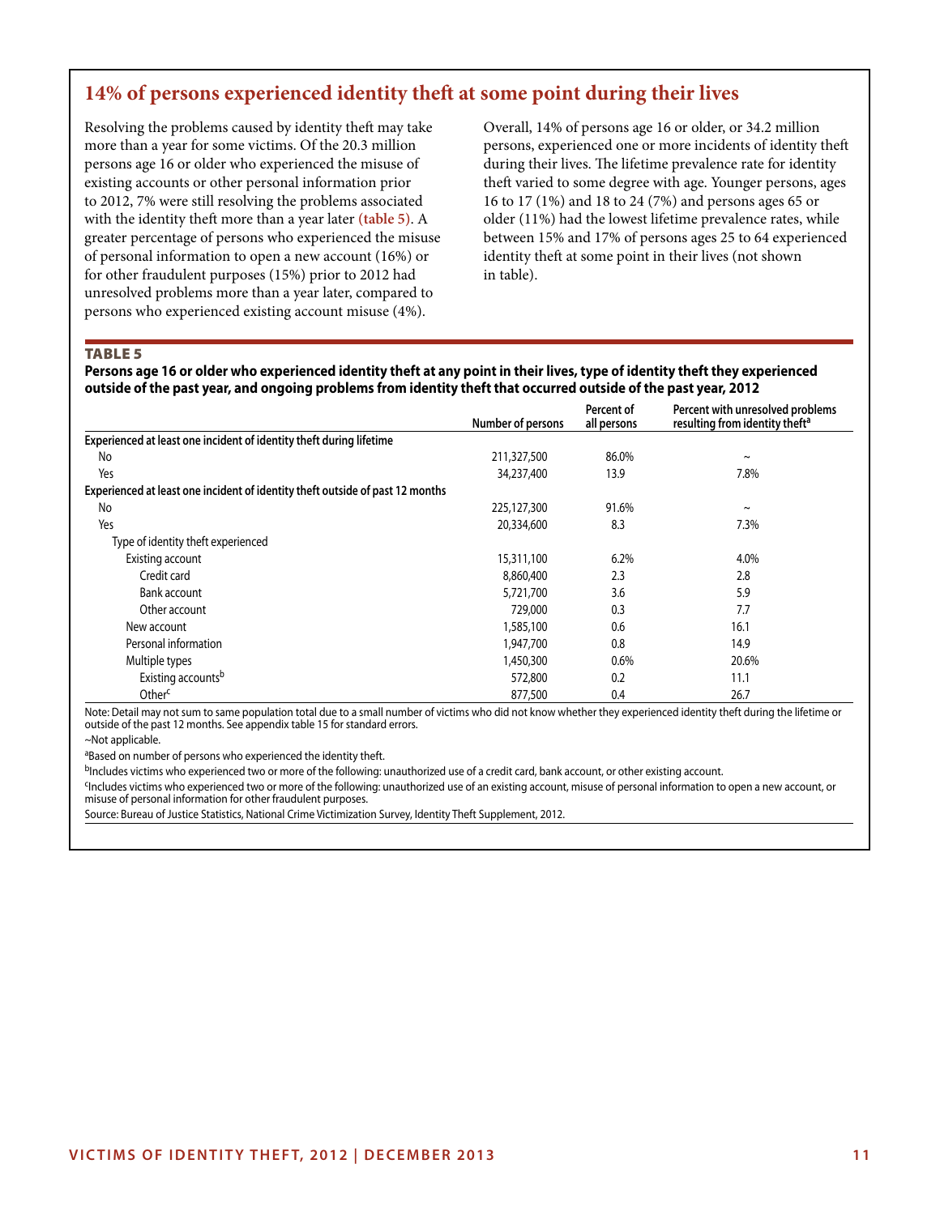## 14% of persons experienced identity theft at some point during their lives

Resolving the problems caused by identity theft may take more than a year for some victims. Of the 20.3 million persons age 16 or older who experienced the misuse of existing accounts or other personal information prior to 2012, 7% were still resolving the problems associated with the identity theft more than a year later **(table 5)**. A greater percentage of persons who experienced the misuse of personal information to open a new account (16%) or for other fraudulent purposes (15%) prior to 2012 had unresolved problems more than a year later, compared to persons who experienced existing account misuse (4%).

Overall, 14% of persons age 16 or older, or 34.2 million persons, experienced one or more incidents of identity theft during their lives. The lifetime prevalence rate for identity theft varied to some degree with age. Younger persons, ages 16 to 17 (1%) and 18 to 24 (7%) and persons ages 65 or older (11%) had the lowest lifetime prevalence rates, while between 15% and 17% of persons ages 25 to 64 experienced identity theft at some point in their lives (not shown in table).

**TABLE 5**

**Persons age 16 or older who experienced identity theft at any point in their lives, type of identity theft they experienced outside of the past year, and ongoing problems from identity theft that occurred outside of the past year, 2012**

| | Number of persons | Percent of all persons | Percent with unresolved problems resulting from identity theft[a] |
|---|---|---|---|
| **Experienced at least one incident of identity theft during lifetime** | | | |
| No | 211,327,500 | 86.0% | ~ |
| Yes | 34,237,400 | 13.9 | 7.8% |
| **Experienced at least one incident of identity theft outside of past 12 months** | | | |
| No | 225,127,300 | 91.6% | ~ |
| Yes | 20,334,600 | 8.3 | 7.3% |
| Type of identity theft experienced | | | |
| Existing account | 15,311,100 | 6.2% | 4.0% |
| Credit card | 8,860,400 | 2.3 | 2.8 |
| Bank account | 5,721,700 | 3.6 | 5.9 |
| Other account | 729,000 | 0.3 | 7.7 |
| New account | 1,585,100 | 0.6 | 16.1 |
| Personal information | 1,947,700 | 0.8 | 14.9 |
| Multiple types | 1,450,300 | 0.6% | 20.6% |
| Existing accounts[b] | 572,800 | 0.2 | 11.1 |
| Other[c] | 877,500 | 0.4 | 26.7 |

Note: Detail may not sum to same population total due to a small number of victims who did not know whether they experienced identity theft during the lifetime or outside of the past 12 months. See appendix table 15 for standard errors.

~Not applicable.

[a]Based on number of persons who experienced the identity theft.

[b]Includes victims who experienced two or more of the following: unauthorized use of a credit card, bank account, or other existing account.

[c]Includes victims who experienced two or more of the following: unauthorized use of an existing account, misuse of personal information to open a new account, or misuse of personal information for other fraudulent purposes.

Source: Bureau of Justice Statistics, National Crime Victimization Survey, Identity Theft Supplement, 2012.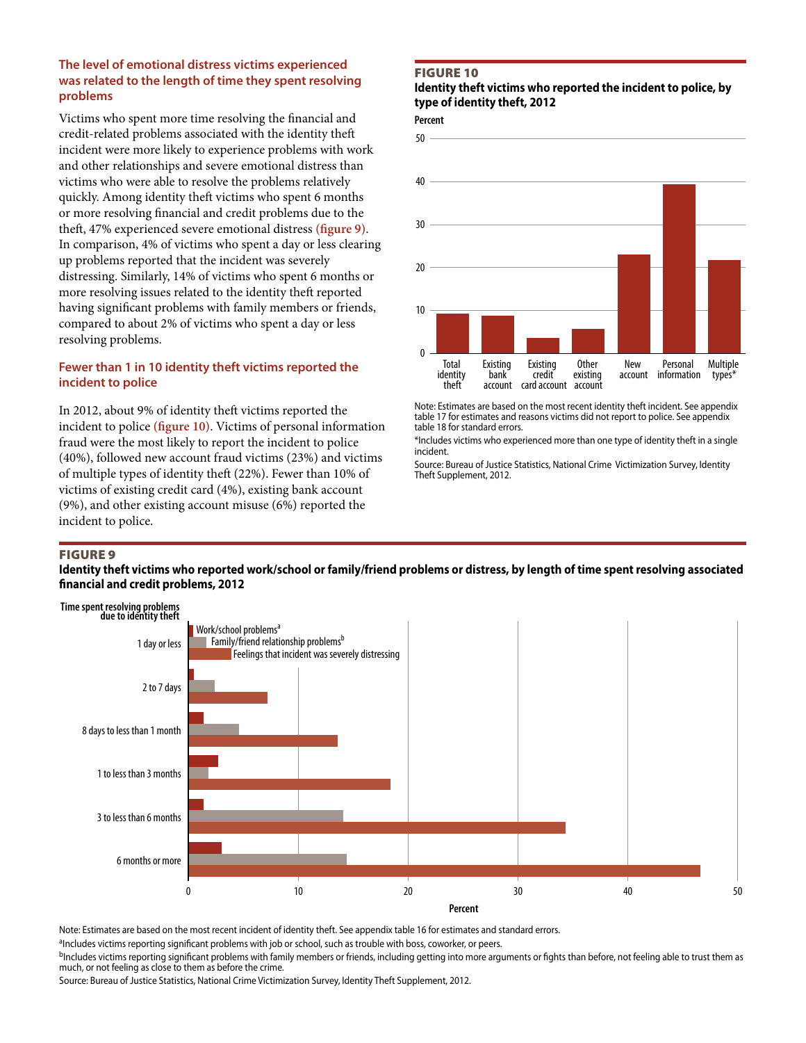### The level of emotional distress victims experienced was related to the length of time they spent resolving problems

Victims who spent more time resolving the financial and credit-related problems associated with the identity theft incident were more likely to experience problems with work and other relationships and severe emotional distress than victims who were able to resolve the problems relatively quickly. Among identity theft victims who spent 6 months or more resolving financial and credit problems due to the theft, 47% experienced severe emotional distress **(figure 9)**. In comparison, 4% of victims who spent a day or less clearing up problems reported that the incident was severely distressing. Similarly, 14% of victims who spent 6 months or more resolving issues related to the identity theft reported having significant problems with family members or friends, compared to about 2% of victims who spent a day or less resolving problems.

### Fewer than 1 in 10 identity theft victims reported the incident to police

In 2012, about 9% of identity theft victims reported the incident to police **(figure 10)**. Victims of personal information fraud were the most likely to report the incident to police (40%), followed new account fraud victims (23%) and victims of multiple types of identity theft (22%). Fewer than 10% of victims of existing credit card (4%), existing bank account (9%), and other existing account misuse (6%) reported the incident to police.

**FIGURE 10**
**Identity theft victims who reported the incident to police, by type of identity theft, 2012**

Note: Estimates are based on the most recent identity theft incident. See appendix table 17 for estimates and reasons victims did not report to police. See appendix table 18 for standard errors.

*Includes victims who experienced more than one type of identity theft in a single incident.

Source: Bureau of Justice Statistics, National Crime Victimization Survey, Identity Theft Supplement, 2012.

**FIGURE 9**
**Identity theft victims who reported work/school or family/friend problems or distress, by length of time spent resolving associated financial and credit problems, 2012**

Note: Estimates are based on the most recent incident of identity theft. See appendix table 16 for estimates and standard errors.

[a]Includes victims reporting significant problems with job or school, such as trouble with boss, coworker, or peers.

[b]Includes victims reporting significant problems with family members or friends, including getting into more arguments or fights than before, not feeling able to trust them as much, or not feeling as close to them as before the crime.

Source: Bureau of Justice Statistics, National Crime Victimization Survey, Identity Theft Supplement, 2012.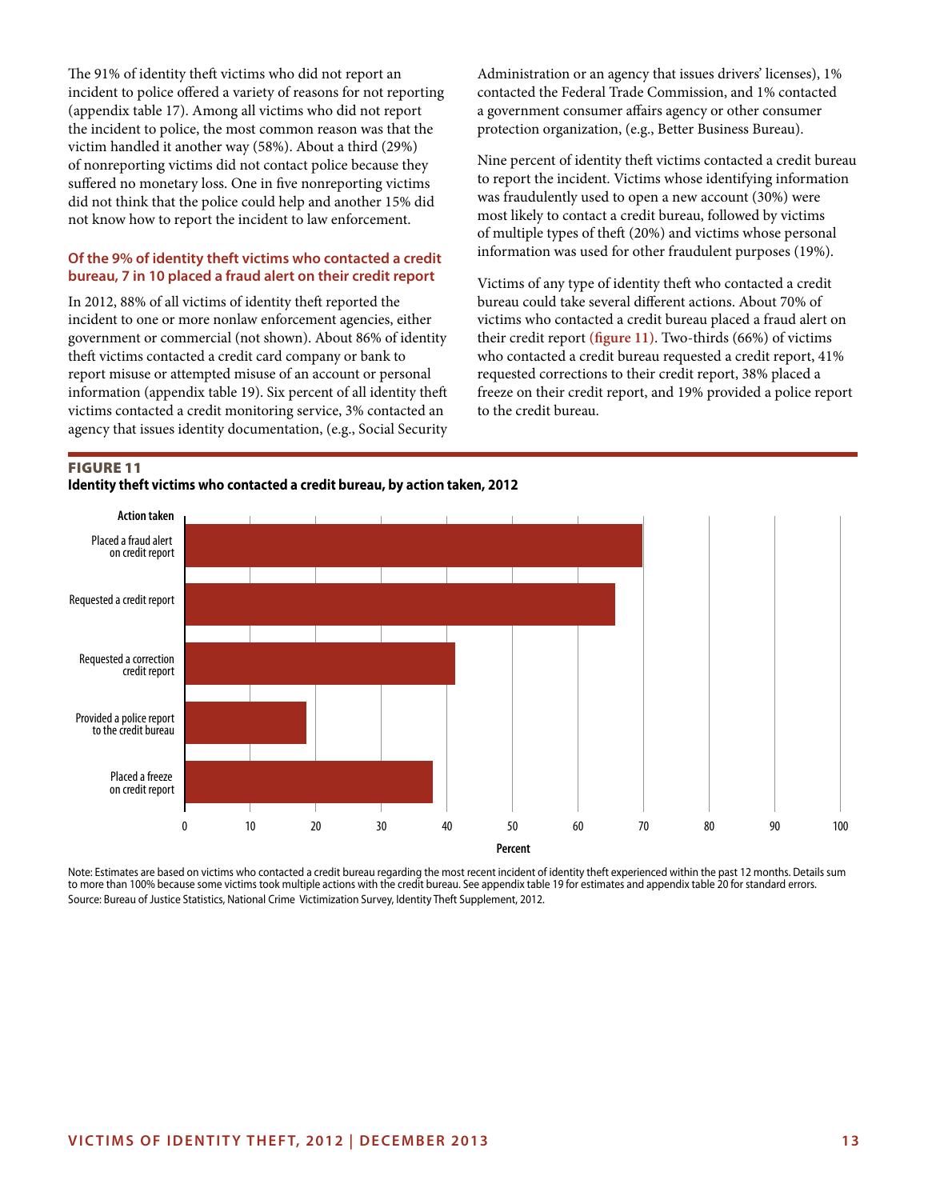The 91% of identity theft victims who did not report an incident to police offered a variety of reasons for not reporting (appendix table 17). Among all victims who did not report the incident to police, the most common reason was that the victim handled it another way (58%). About a third (29%) of nonreporting victims did not contact police because they suffered no monetary loss. One in five nonreporting victims did not think that the police could help and another 15% did not know how to report the incident to law enforcement.

### Of the 9% of identity theft victims who contacted a credit bureau, 7 in 10 placed a fraud alert on their credit report

In 2012, 88% of all victims of identity theft reported the incident to one or more nonlaw enforcement agencies, either government or commercial (not shown). About 86% of identity theft victims contacted a credit card company or bank to report misuse or attempted misuse of an account or personal information (appendix table 19). Six percent of all identity theft victims contacted a credit monitoring service, 3% contacted an agency that issues identity documentation, (e.g., Social Security Administration or an agency that issues drivers' licenses), 1% contacted the Federal Trade Commission, and 1% contacted a government consumer affairs agency or other consumer protection organization, (e.g., Better Business Bureau).

Nine percent of identity theft victims contacted a credit bureau to report the incident. Victims whose identifying information was fraudulently used to open a new account (30%) were most likely to contact a credit bureau, followed by victims of multiple types of theft (20%) and victims whose personal information was used for other fraudulent purposes (19%).

Victims of any type of identity theft who contacted a credit bureau could take several different actions. About 70% of victims who contacted a credit bureau placed a fraud alert on their credit report (figure 11). Two-thirds (66%) of victims who contacted a credit bureau requested a credit report, 41% requested corrections to their credit report, 38% placed a freeze on their credit report, and 19% provided a police report to the credit bureau.

**FIGURE 11**
**Identity theft victims who contacted a credit bureau, by action taken, 2012**

| Action taken | Percent |
|---|---|
| Placed a fraud alert on credit report | 70 |
| Requested a credit report | 66 |
| Requested a correction credit report | 41 |
| Provided a police report to the credit bureau | 19 |
| Placed a freeze on credit report | 38 |

Note: Estimates are based on victims who contacted a credit bureau regarding the most recent incident of identity theft experienced within the past 12 months. Details sum to more than 100% because some victims took multiple actions with the credit bureau. See appendix table 19 for estimates and appendix table 20 for standard errors.
Source: Bureau of Justice Statistics, National Crime Victimization Survey, Identity Theft Supplement, 2012.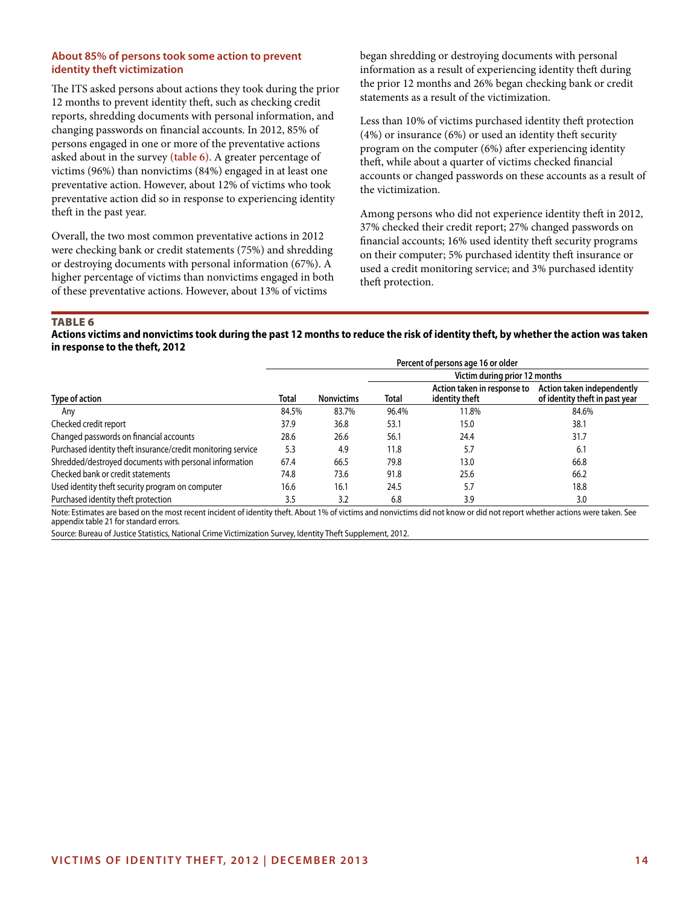### About 85% of persons took some action to prevent identity theft victimization

The ITS asked persons about actions they took during the prior 12 months to prevent identity theft, such as checking credit reports, shredding documents with personal information, and changing passwords on financial accounts. In 2012, 85% of persons engaged in one or more of the preventative actions asked about in the survey (table 6). A greater percentage of victims (96%) than nonvictims (84%) engaged in at least one preventative action. However, about 12% of victims who took preventative action did so in response to experiencing identity theft in the past year.

Overall, the two most common preventative actions in 2012 were checking bank or credit statements (75%) and shredding or destroying documents with personal information (67%). A higher percentage of victims than nonvictims engaged in both of these preventative actions. However, about 13% of victims began shredding or destroying documents with personal information as a result of experiencing identity theft during the prior 12 months and 26% began checking bank or credit statements as a result of the victimization.

Less than 10% of victims purchased identity theft protection (4%) or insurance (6%) or used an identity theft security program on the computer (6%) after experiencing identity theft, while about a quarter of victims checked financial accounts or changed passwords on these accounts as a result of the victimization.

Among persons who did not experience identity theft in 2012, 37% checked their credit report; 27% changed passwords on financial accounts; 16% used identity theft security programs on their computer; 5% purchased identity theft insurance or used a credit monitoring service; and 3% purchased identity theft protection.

**TABLE 6**

**Actions victims and nonvictims took during the past 12 months to reduce the risk of identity theft, by whether the action was taken in response to the theft, 2012**

| | Percent of persons age 16 or older | | | | |
|---|---|---|---|---|---|
| | | | Victim during prior 12 months | | |
| Type of action | Total | Nonvictims | Total | Action taken in response to identity theft | Action taken independently of identity theft in past year |
| Any | 84.5% | 83.7% | 96.4% | 11.8% | 84.6% |
| Checked credit report | 37.9 | 36.8 | 53.1 | 15.0 | 38.1 |
| Changed passwords on financial accounts | 28.6 | 26.6 | 56.1 | 24.4 | 31.7 |
| Purchased identity theft insurance/credit monitoring service | 5.3 | 4.9 | 11.8 | 5.7 | 6.1 |
| Shredded/destroyed documents with personal information | 67.4 | 66.5 | 79.8 | 13.0 | 66.8 |
| Checked bank or credit statements | 74.8 | 73.6 | 91.8 | 25.6 | 66.2 |
| Used identity theft security program on computer | 16.6 | 16.1 | 24.5 | 5.7 | 18.8 |
| Purchased identity theft protection | 3.5 | 3.2 | 6.8 | 3.9 | 3.0 |

Note: Estimates are based on the most recent incident of identity theft. About 1% of victims and nonvictims did not know or did not report whether actions were taken. See appendix table 21 for standard errors.

Source: Bureau of Justice Statistics, National Crime Victimization Survey, Identity Theft Supplement, 2012.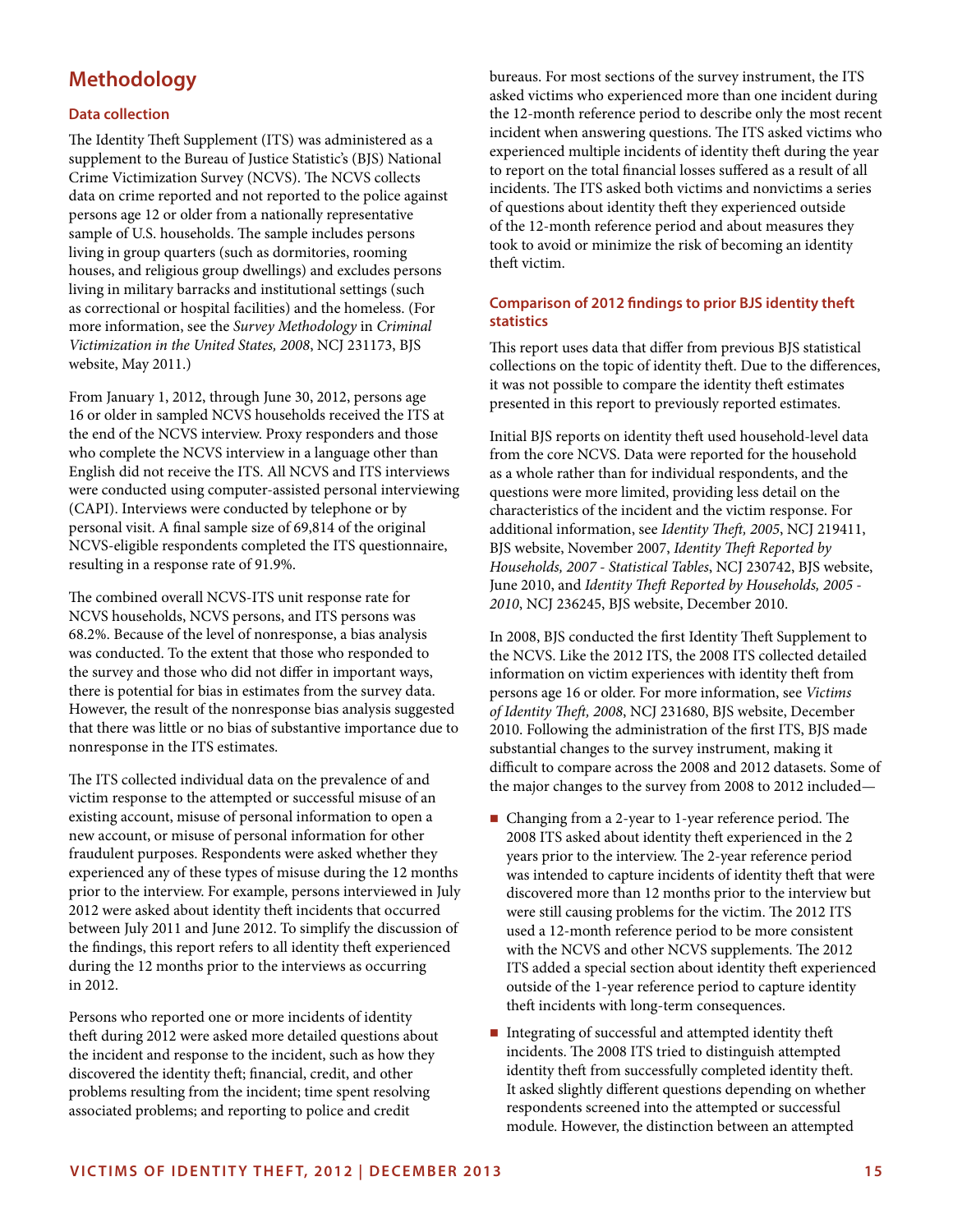## Methodology

### Data collection

The Identity Theft Supplement (ITS) was administered as a supplement to the Bureau of Justice Statistic's (BJS) National Crime Victimization Survey (NCVS). The NCVS collects data on crime reported and not reported to the police against persons age 12 or older from a nationally representative sample of U.S. households. The sample includes persons living in group quarters (such as dormitories, rooming houses, and religious group dwellings) and excludes persons living in military barracks and institutional settings (such as correctional or hospital facilities) and the homeless. (For more information, see the *Survey Methodology* in *Criminal Victimization in the United States, 2008*, NCJ 231173, BJS website, May 2011.)

From January 1, 2012, through June 30, 2012, persons age 16 or older in sampled NCVS households received the ITS at the end of the NCVS interview. Proxy responders and those who complete the NCVS interview in a language other than English did not receive the ITS. All NCVS and ITS interviews were conducted using computer-assisted personal interviewing (CAPI). Interviews were conducted by telephone or by personal visit. A final sample size of 69,814 of the original NCVS-eligible respondents completed the ITS questionnaire, resulting in a response rate of 91.9%.

The combined overall NCVS-ITS unit response rate for NCVS households, NCVS persons, and ITS persons was 68.2%. Because of the level of nonresponse, a bias analysis was conducted. To the extent that those who responded to the survey and those who did not differ in important ways, there is potential for bias in estimates from the survey data. However, the result of the nonresponse bias analysis suggested that there was little or no bias of substantive importance due to nonresponse in the ITS estimates.

The ITS collected individual data on the prevalence of and victim response to the attempted or successful misuse of an existing account, misuse of personal information to open a new account, or misuse of personal information for other fraudulent purposes. Respondents were asked whether they experienced any of these types of misuse during the 12 months prior to the interview. For example, persons interviewed in July 2012 were asked about identity theft incidents that occurred between July 2011 and June 2012. To simplify the discussion of the findings, this report refers to all identity theft experienced during the 12 months prior to the interviews as occurring in 2012.

Persons who reported one or more incidents of identity theft during 2012 were asked more detailed questions about the incident and response to the incident, such as how they discovered the identity theft; financial, credit, and other problems resulting from the incident; time spent resolving associated problems; and reporting to police and credit bureaus. For most sections of the survey instrument, the ITS asked victims who experienced more than one incident during the 12-month reference period to describe only the most recent incident when answering questions. The ITS asked victims who experienced multiple incidents of identity theft during the year to report on the total financial losses suffered as a result of all incidents. The ITS asked both victims and nonvictims a series of questions about identity theft they experienced outside of the 12-month reference period and about measures they took to avoid or minimize the risk of becoming an identity theft victim.

### Comparison of 2012 findings to prior BJS identity theft statistics

This report uses data that differ from previous BJS statistical collections on the topic of identity theft. Due to the differences, it was not possible to compare the identity theft estimates presented in this report to previously reported estimates.

Initial BJS reports on identity theft used household-level data from the core NCVS. Data were reported for the household as a whole rather than for individual respondents, and the questions were more limited, providing less detail on the characteristics of the incident and the victim response. For additional information, see *Identity Theft, 2005*, NCJ 219411, BJS website, November 2007, *Identity Theft Reported by Households, 2007 - Statistical Tables*, NCJ 230742, BJS website, June 2010, and *Identity Theft Reported by Households, 2005 - 2010*, NCJ 236245, BJS website, December 2010.

In 2008, BJS conducted the first Identity Theft Supplement to the NCVS. Like the 2012 ITS, the 2008 ITS collected detailed information on victim experiences with identity theft from persons age 16 or older. For more information, see *Victims of Identity Theft, 2008*, NCJ 231680, BJS website, December 2010. Following the administration of the first ITS, BJS made substantial changes to the survey instrument, making it difficult to compare across the 2008 and 2012 datasets. Some of the major changes to the survey from 2008 to 2012 included—

- Changing from a 2-year to 1-year reference period. The 2008 ITS asked about identity theft experienced in the 2 years prior to the interview. The 2-year reference period was intended to capture incidents of identity theft that were discovered more than 12 months prior to the interview but were still causing problems for the victim. The 2012 ITS used a 12-month reference period to be more consistent with the NCVS and other NCVS supplements. The 2012 ITS added a special section about identity theft experienced outside of the 1-year reference period to capture identity theft incidents with long-term consequences.
- Integrating of successful and attempted identity theft incidents. The 2008 ITS tried to distinguish attempted identity theft from successfully completed identity theft. It asked slightly different questions depending on whether respondents screened into the attempted or successful module. However, the distinction between an attempted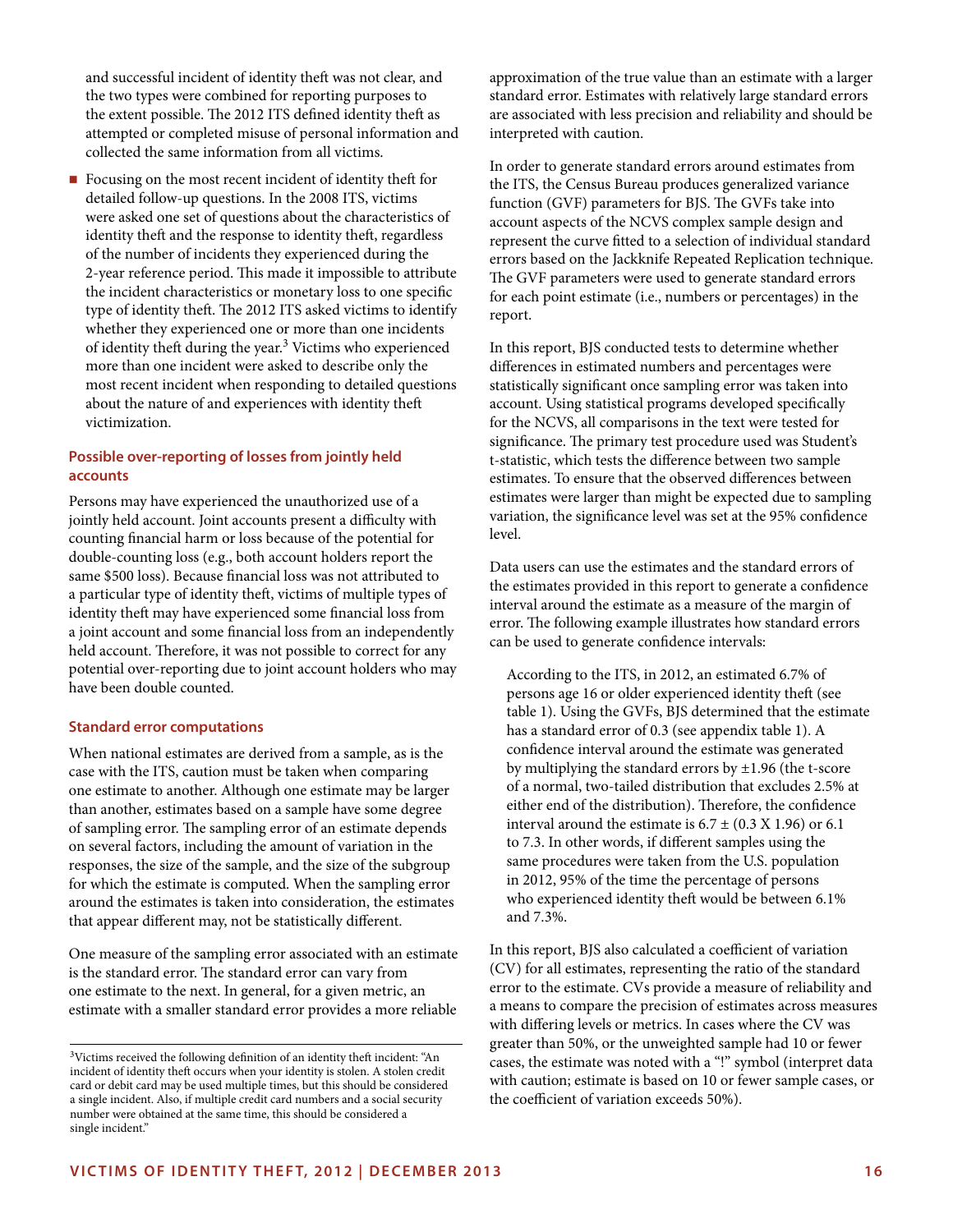and successful incident of identity theft was not clear, and the two types were combined for reporting purposes to the extent possible. The 2012 ITS defined identity theft as attempted or completed misuse of personal information and collected the same information from all victims.

- Focusing on the most recent incident of identity theft for detailed follow-up questions. In the 2008 ITS, victims were asked one set of questions about the characteristics of identity theft and the response to identity theft, regardless of the number of incidents they experienced during the 2-year reference period. This made it impossible to attribute the incident characteristics or monetary loss to one specific type of identity theft. The 2012 ITS asked victims to identify whether they experienced one or more than one incidents of identity theft during the year.[3] Victims who experienced more than one incident were asked to describe only the most recent incident when responding to detailed questions about the nature of and experiences with identity theft victimization.

### Possible over-reporting of losses from jointly held accounts

Persons may have experienced the unauthorized use of a jointly held account. Joint accounts present a difficulty with counting financial harm or loss because of the potential for double-counting loss (e.g., both account holders report the same $500 loss). Because financial loss was not attributed to a particular type of identity theft, victims of multiple types of identity theft may have experienced some financial loss from a joint account and some financial loss from an independently held account. Therefore, it was not possible to correct for any potential over-reporting due to joint account holders who may have been double counted.

### Standard error computations

When national estimates are derived from a sample, as is the case with the ITS, caution must be taken when comparing one estimate to another. Although one estimate may be larger than another, estimates based on a sample have some degree of sampling error. The sampling error of an estimate depends on several factors, including the amount of variation in the responses, the size of the sample, and the size of the subgroup for which the estimate is computed. When the sampling error around the estimates is taken into consideration, the estimates that appear different may, not be statistically different.

One measure of the sampling error associated with an estimate is the standard error. The standard error can vary from one estimate to the next. In general, for a given metric, an estimate with a smaller standard error provides a more reliable approximation of the true value than an estimate with a larger standard error. Estimates with relatively large standard errors are associated with less precision and reliability and should be interpreted with caution.

In order to generate standard errors around estimates from the ITS, the Census Bureau produces generalized variance function (GVF) parameters for BJS. The GVFs take into account aspects of the NCVS complex sample design and represent the curve fitted to a selection of individual standard errors based on the Jackknife Repeated Replication technique. The GVF parameters were used to generate standard errors for each point estimate (i.e., numbers or percentages) in the report.

In this report, BJS conducted tests to determine whether differences in estimated numbers and percentages were statistically significant once sampling error was taken into account. Using statistical programs developed specifically for the NCVS, all comparisons in the text were tested for significance. The primary test procedure used was Student's t-statistic, which tests the difference between two sample estimates. To ensure that the observed differences between estimates were larger than might be expected due to sampling variation, the significance level was set at the 95% confidence level.

Data users can use the estimates and the standard errors of the estimates provided in this report to generate a confidence interval around the estimate as a measure of the margin of error. The following example illustrates how standard errors can be used to generate confidence intervals:

> According to the ITS, in 2012, an estimated 6.7% of persons age 16 or older experienced identity theft (see table 1). Using the GVFs, BJS determined that the estimate has a standard error of 0.3 (see appendix table 1). A confidence interval around the estimate was generated by multiplying the standard errors by ±1.96 (the t-score of a normal, two-tailed distribution that excludes 2.5% at either end of the distribution). Therefore, the confidence interval around the estimate is $6.7 \pm (0.3 \times 1.96)$ or 6.1 to 7.3. In other words, if different samples using the same procedures were taken from the U.S. population in 2012, 95% of the time the percentage of persons who experienced identity theft would be between 6.1% and 7.3%.

In this report, BJS also calculated a coefficient of variation (CV) for all estimates, representing the ratio of the standard error to the estimate. CVs provide a measure of reliability and a means to compare the precision of estimates across measures with differing levels or metrics. In cases where the CV was greater than 50%, or the unweighted sample had 10 or fewer cases, the estimate was noted with a "!" symbol (interpret data with caution; estimate is based on 10 or fewer sample cases, or the coefficient of variation exceeds 50%).

[3]Victims received the following definition of an identity theft incident: "An incident of identity theft occurs when your identity is stolen. A stolen credit card or debit card may be used multiple times, but this should be considered a single incident. Also, if multiple credit card numbers and a social security number were obtained at the same time, this should be considered a single incident."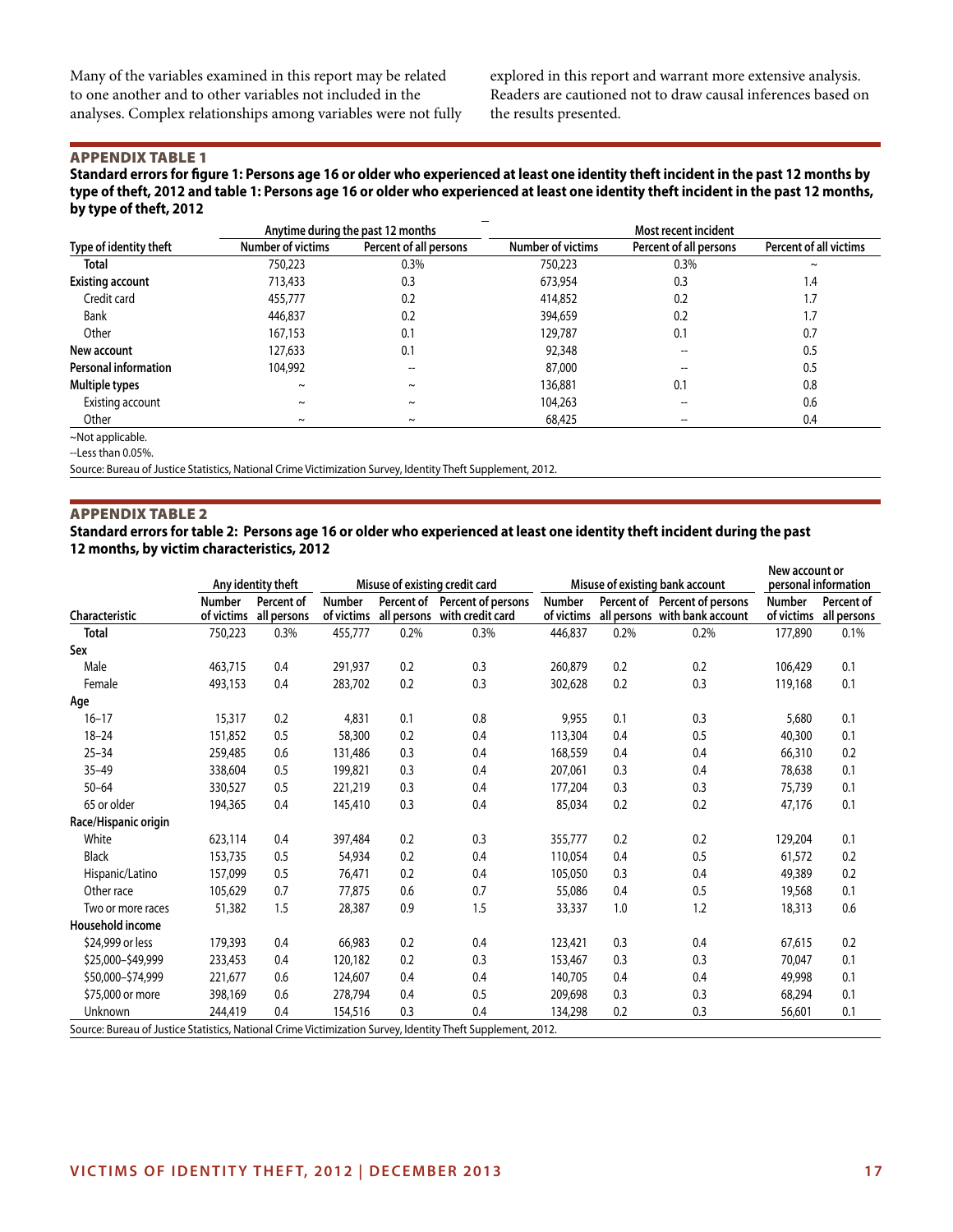Many of the variables examined in this report may be related to one another and to other variables not included in the analyses. Complex relationships among variables were not fully explored in this report and warrant more extensive analysis. Readers are cautioned not to draw causal inferences based on the results presented.

## APPENDIX TABLE 1

**Standard errors for figure 1: Persons age 16 or older who experienced at least one identity theft incident in the past 12 months by type of theft, 2012 and table 1: Persons age 16 or older who experienced at least one identity theft incident in the past 12 months, by type of theft, 2012**

| | Anytime during the past 12 months | | Most recent incident | | |
|---|---|---|---|---|---|
| Type of identity theft | Number of victims | Percent of all persons | Number of victims | Percent of all persons | Percent of all victims |
| **Total** | 750,223 | 0.3% | 750,223 | 0.3% | ~ |
| **Existing account** | 713,433 | 0.3 | 673,954 | 0.3 | 1.4 |
| Credit card | 455,777 | 0.2 | 414,852 | 0.2 | 1.7 |
| Bank | 446,837 | 0.2 | 394,659 | 0.2 | 1.7 |
| Other | 167,153 | 0.1 | 129,787 | 0.1 | 0.7 |
| **New account** | 127,633 | 0.1 | 92,348 | -- | 0.5 |
| **Personal information** | 104,992 | -- | 87,000 | -- | 0.5 |
| **Multiple types** | ~ | ~ | 136,881 | 0.1 | 0.8 |
| Existing account | ~ | ~ | 104,263 | -- | 0.6 |
| Other | ~ | ~ | 68,425 | -- | 0.4 |

~Not applicable.

--Less than 0.05%.

Source: Bureau of Justice Statistics, National Crime Victimization Survey, Identity Theft Supplement, 2012.

## APPENDIX TABLE 2

**Standard errors for table 2: Persons age 16 or older who experienced at least one identity theft incident during the past 12 months, by victim characteristics, 2012**

| | Any identity theft | | Misuse of existing credit card | | | Misuse of existing bank account | | | New account or personal information | |
|---|---|---|---|---|---|---|---|---|---|---|
| Characteristic | Number of victims | Percent of all persons | Number of victims | Percent of all persons | Percent of persons with credit card | Number of victims | Percent of all persons | Percent of persons with bank account | Number of victims | Percent of all persons |
| **Total** | 750,223 | 0.3% | 455,777 | 0.2% | 0.3% | 446,837 | 0.2% | 0.2% | 177,890 | 0.1% |
| **Sex** | | | | | | | | | | |
| Male | 463,715 | 0.4 | 291,937 | 0.2 | 0.3 | 260,879 | 0.2 | 0.2 | 106,429 | 0.1 |
| Female | 493,153 | 0.4 | 283,702 | 0.2 | 0.3 | 302,628 | 0.2 | 0.3 | 119,168 | 0.1 |
| **Age** | | | | | | | | | | |
| 16–17 | 15,317 | 0.2 | 4,831 | 0.1 | 0.8 | 9,955 | 0.1 | 0.3 | 5,680 | 0.1 |
| 18–24 | 151,852 | 0.5 | 58,300 | 0.2 | 0.4 | 113,304 | 0.4 | 0.5 | 40,300 | 0.1 |
| 25–34 | 259,485 | 0.6 | 131,486 | 0.3 | 0.4 | 168,559 | 0.4 | 0.4 | 66,310 | 0.2 |
| 35–49 | 338,604 | 0.5 | 199,821 | 0.3 | 0.4 | 207,061 | 0.3 | 0.4 | 78,638 | 0.1 |
| 50–64 | 330,527 | 0.5 | 221,219 | 0.3 | 0.4 | 177,204 | 0.3 | 0.3 | 75,739 | 0.1 |
| 65 or older | 194,365 | 0.4 | 145,410 | 0.3 | 0.4 | 85,034 | 0.2 | 0.2 | 47,176 | 0.1 |
| **Race/Hispanic origin** | | | | | | | | | | |
| White | 623,114 | 0.4 | 397,484 | 0.2 | 0.3 | 355,777 | 0.2 | 0.2 | 129,204 | 0.1 |
| Black | 153,735 | 0.5 | 54,934 | 0.2 | 0.4 | 110,054 | 0.4 | 0.5 | 61,572 | 0.2 |
| Hispanic/Latino | 157,099 | 0.5 | 76,471 | 0.2 | 0.4 | 105,050 | 0.3 | 0.4 | 49,389 | 0.2 |
| Other race | 105,629 | 0.7 | 77,875 | 0.6 | 0.7 | 55,086 | 0.4 | 0.5 | 19,568 | 0.1 |
| Two or more races | 51,382 | 1.5 | 28,387 | 0.9 | 1.5 | 33,337 | 1.0 | 1.2 | 18,313 | 0.6 |
| **Household income** | | | | | | | | | | |
| $24,999 or less | 179,393 | 0.4 | 66,983 | 0.2 | 0.4 | 123,421 | 0.3 | 0.4 | 67,615 | 0.2 |
| $25,000–$49,999 | 233,453 | 0.4 | 120,182 | 0.2 | 0.3 | 153,467 | 0.3 | 0.3 | 70,047 | 0.1 |
| $50,000–$74,999 | 221,677 | 0.6 | 124,607 | 0.4 | 0.4 | 140,705 | 0.4 | 0.4 | 49,998 | 0.1 |
| $75,000 or more | 398,169 | 0.6 | 278,794 | 0.4 | 0.5 | 209,698 | 0.3 | 0.3 | 68,294 | 0.1 |
| Unknown | 244,419 | 0.4 | 154,516 | 0.3 | 0.4 | 134,298 | 0.2 | 0.3 | 56,601 | 0.1 |

Source: Bureau of Justice Statistics, National Crime Victimization Survey, Identity Theft Supplement, 2012.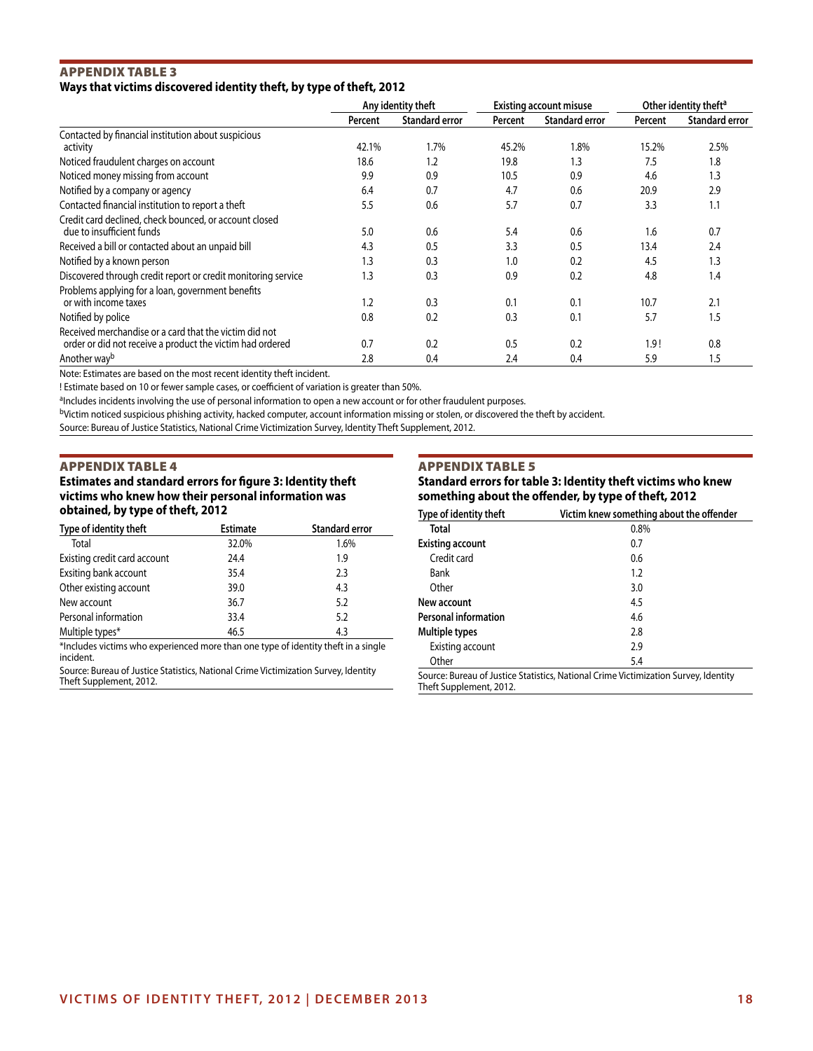## APPENDIX TABLE 3

**Ways that victims discovered identity theft, by type of theft, 2012**

| | Any identity theft | | Existing account misuse | | Other identity theft[a] | |
|---|---|---|---|---|---|---|
| | Percent | Standard error | Percent | Standard error | Percent | Standard error |
| Contacted by financial institution about suspicious activity | 42.1% | 1.7% | 45.2% | 1.8% | 15.2% | 2.5% |
| Noticed fraudulent charges on account | 18.6 | 1.2 | 19.8 | 1.3 | 7.5 | 1.8 |
| Noticed money missing from account | 9.9 | 0.9 | 10.5 | 0.9 | 4.6 | 1.3 |
| Notified by a company or agency | 6.4 | 0.7 | 4.7 | 0.6 | 20.9 | 2.9 |
| Contacted financial institution to report a theft | 5.5 | 0.6 | 5.7 | 0.7 | 3.3 | 1.1 |
| Credit card declined, check bounced, or account closed due to insufficient funds | 5.0 | 0.6 | 5.4 | 0.6 | 1.6 | 0.7 |
| Received a bill or contacted about an unpaid bill | 4.3 | 0.5 | 3.3 | 0.5 | 13.4 | 2.4 |
| Notified by a known person | 1.3 | 0.3 | 1.0 | 0.2 | 4.5 | 1.3 |
| Discovered through credit report or credit monitoring service | 1.3 | 0.3 | 0.9 | 0.2 | 4.8 | 1.4 |
| Problems applying for a loan, government benefits or with income taxes | 1.2 | 0.3 | 0.1 | 0.1 | 10.7 | 2.1 |
| Notified by police | 0.8 | 0.2 | 0.3 | 0.1 | 5.7 | 1.5 |
| Received merchandise or a card that the victim did not order or did not receive a product the victim had ordered | 0.7 | 0.2 | 0.5 | 0.2 | 1.9 ! | 0.8 |
| Another way[b] | 2.8 | 0.4 | 2.4 | 0.4 | 5.9 | 1.5 |

Note: Estimates are based on the most recent identity theft incident.

! Estimate based on 10 or fewer sample cases, or coefficient of variation is greater than 50%.

[a]Includes incidents involving the use of personal information to open a new account or for other fraudulent purposes.

[b]Victim noticed suspicious phishing activity, hacked computer, account information missing or stolen, or discovered the theft by accident.

Source: Bureau of Justice Statistics, National Crime Victimization Survey, Identity Theft Supplement, 2012.

## APPENDIX TABLE 4

**Estimates and standard errors for figure 3: Identity theft victims who knew how their personal information was obtained, by type of theft, 2012**

| Type of identity theft | Estimate | Standard error |
|---|---|---|
| Total | 32.0% | 1.6% |
| Existing credit card account | 24.4 | 1.9 |
| Exisiting bank account | 35.4 | 2.3 |
| Other existing account | 39.0 | 4.3 |
| New account | 36.7 | 5.2 |
| Personal information | 33.4 | 5.2 |
| Multiple types* | 46.5 | 4.3 |

*Includes victims who experienced more than one type of identity theft in a single incident.

Source: Bureau of Justice Statistics, National Crime Victimization Survey, Identity Theft Supplement, 2012.

## APPENDIX TABLE 5

**Standard errors for table 3: Identity theft victims who knew something about the offender, by type of theft, 2012**

| Type of identity theft | Victim knew something about the offender |
|---|---|
| **Total** | 0.8% |
| **Existing account** | 0.7 |
| Credit card | 0.6 |
| Bank | 1.2 |
| Other | 3.0 |
| **New account** | 4.5 |
| **Personal information** | 4.6 |
| **Multiple types** | 2.8 |
| Existing account | 2.9 |
| Other | 5.4 |

Source: Bureau of Justice Statistics, National Crime Victimization Survey, Identity Theft Supplement, 2012.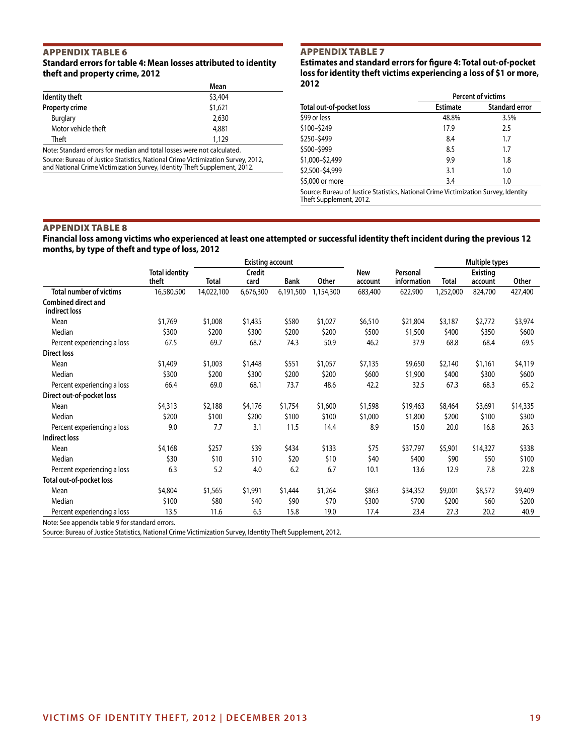## APPENDIX TABLE 6

**Standard errors for table 4: Mean losses attributed to identity theft and property crime, 2012**

| | Mean |
|---|---|
| **Identity theft** | $3,404 |
| **Property crime** | $1,621 |
| Burglary | 2,630 |
| Motor vehicle theft | 4,881 |
| Theft | 1,129 |

Note: Standard errors for median and total losses were not calculated.

Source: Bureau of Justice Statistics, National Crime Victimization Survey, 2012, and National Crime Victimization Survey, Identity Theft Supplement, 2012.

## APPENDIX TABLE 7

**Estimates and standard errors for figure 4: Total out-of-pocket loss for identity theft victims experiencing a loss of $1 or more, 2012**

| | Percent of victims | |
|---|---|---|
| Total out-of-pocket loss | Estimate | Standard error |
| $99 or less | 48.8% | 3.5% |
| $100–$249 | 17.9 | 2.5 |
| $250–$499 | 8.4 | 1.7 |
| $500–$999 | 8.5 | 1.7 |
| $1,000–$2,499 | 9.9 | 1.8 |
| $2,500–$4,999 | 3.1 | 1.0 |
| $5,000 or more | 3.4 | 1.0 |

Source: Bureau of Justice Statistics, National Crime Victimization Survey, Identity Theft Supplement, 2012.

## APPENDIX TABLE 8

**Financial loss among victims who experienced at least one attempted or successful identity theft incident during the previous 12 months, by type of theft and type of loss, 2012**

| | | Existing account | | | | | | Multiple types | | |
|---|---|---|---|---|---|---|---|---|---|---|
| | Total identity theft | Total | Credit card | Bank | Other | New account | Personal information | Total | Existing account | Other |
| Total number of victims | 16,580,500 | 14,022,100 | 6,676,300 | 6,191,500 | 1,154,300 | 683,400 | 622,900 | 1,252,000 | 824,700 | 427,400 |
| **Combined direct and indirect loss** | | | | | | | | | | |
| Mean | $1,769 | $1,008 | $1,435 | $580 | $1,027 | $6,510 | $21,804 | $3,187 | $2,772 | $3,974 |
| Median | $300 | $200 | $300 | $200 | $200 | $500 | $1,500 | $400 | $350 | $600 |
| Percent experiencing a loss | 67.5 | 69.7 | 68.7 | 74.3 | 50.9 | 46.2 | 37.9 | 68.8 | 68.4 | 69.5 |
| **Direct loss** | | | | | | | | | | |
| Mean | $1,409 | $1,003 | $1,448 | $551 | $1,057 | $7,135 | $9,650 | $2,140 | $1,161 | $4,119 |
| Median | $300 | $200 | $300 | $200 | $200 | $600 | $1,900 | $400 | $300 | $600 |
| Percent experiencing a loss | 66.4 | 69.0 | 68.1 | 73.7 | 48.6 | 42.2 | 32.5 | 67.3 | 68.3 | 65.2 |
| **Direct out-of-pocket loss** | | | | | | | | | | |
| Mean | $4,313 | $2,188 | $4,176 | $1,754 | $1,600 | $1,598 | $19,463 | $8,464 | $3,691 | $14,335 |
| Median | $200 | $100 | $200 | $100 | $100 | $1,000 | $1,800 | $200 | $100 | $300 |
| Percent experiencing a loss | 9.0 | 7.7 | 3.1 | 11.5 | 14.4 | 8.9 | 15.0 | 20.0 | 16.8 | 26.3 |
| **Indirect loss** | | | | | | | | | | |
| Mean | $4,168 | $257 | $39 | $434 | $133 | $75 | $37,797 | $5,901 | $14,327 | $338 |
| Median | $30 | $10 | $10 | $20 | $10 | $40 | $400 | $90 | $50 | $100 |
| Percent experiencing a loss | 6.3 | 5.2 | 4.0 | 6.2 | 6.7 | 10.1 | 13.6 | 12.9 | 7.8 | 22.8 |
| **Total out-of-pocket loss** | | | | | | | | | | |
| Mean | $4,804 | $1,565 | $1,991 | $1,444 | $1,264 | $863 | $34,352 | $9,001 | $8,572 | $9,409 |
| Median | $100 | $80 | $40 | $90 | $70 | $300 | $700 | $200 | $60 | $200 |
| Percent experiencing a loss | 13.5 | 11.6 | 6.5 | 15.8 | 19.0 | 17.4 | 23.4 | 27.3 | 20.2 | 40.9 |

Note: See appendix table 9 for standard errors.

Source: Bureau of Justice Statistics, National Crime Victimization Survey, Identity Theft Supplement, 2012.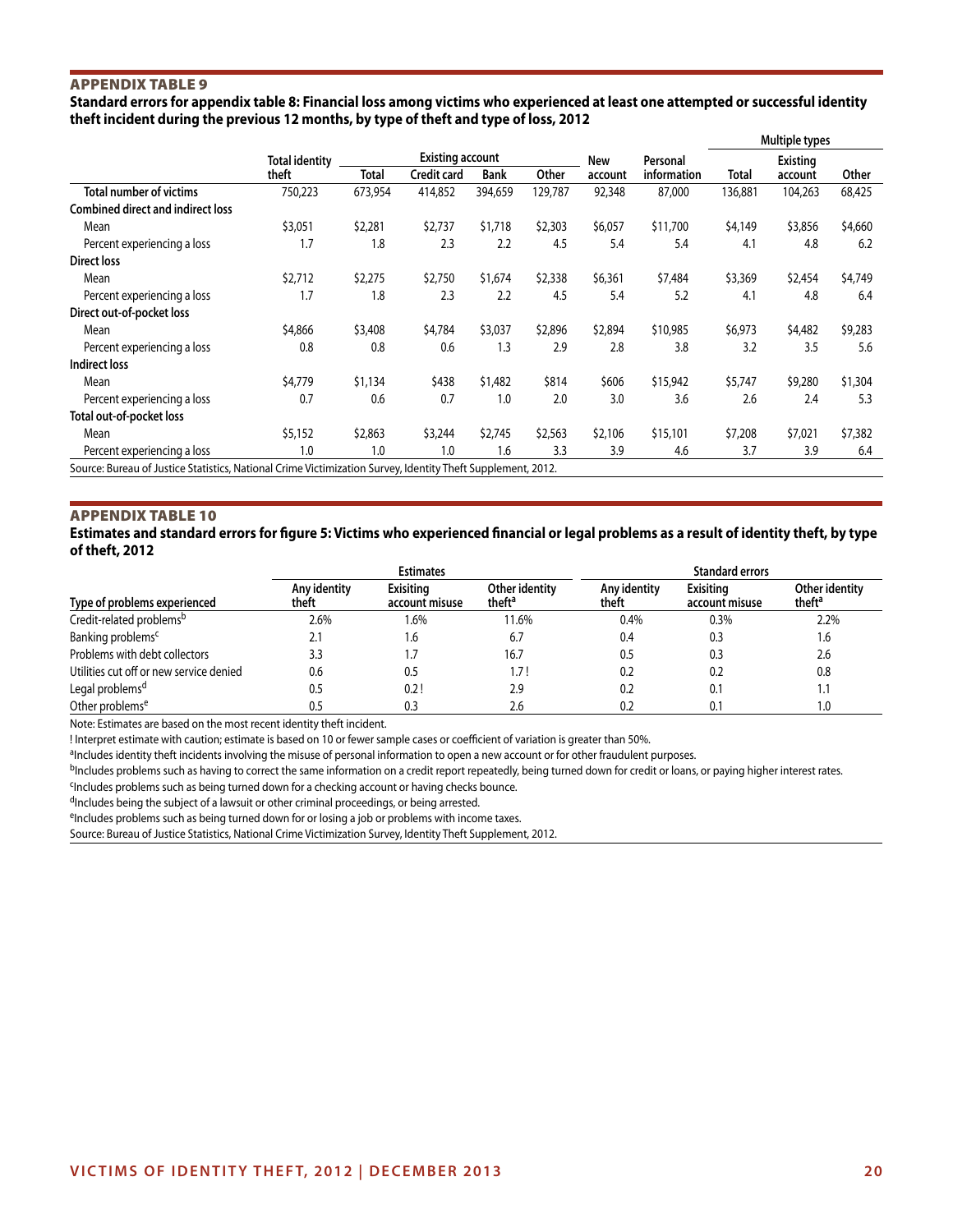## APPENDIX TABLE 9

**Standard errors for appendix table 8: Financial loss among victims who experienced at least one attempted or successful identity theft incident during the previous 12 months, by type of theft and type of loss, 2012**

| | Total identity theft | Existing account | | | | New account | Personal information | Multiple types | | |
|---|---|---|---|---|---|---|---|---|---|---|
| | | Total | Credit card | Bank | Other | | | Total | Existing account | Other |
| **Total number of victims** | 750,223 | 673,954 | 414,852 | 394,659 | 129,787 | 92,348 | 87,000 | 136,881 | 104,263 | 68,425 |
| **Combined direct and indirect loss** | | | | | | | | | | |
| Mean | $3,051 | $2,281 | $2,737 | $1,718 | $2,303 | $6,057 | $11,700 | $4,149 | $3,856 | $4,660 |
| Percent experiencing a loss | 1.7 | 1.8 | 2.3 | 2.2 | 4.5 | 5.4 | 5.4 | 4.1 | 4.8 | 6.2 |
| **Direct loss** | | | | | | | | | | |
| Mean | $2,712 | $2,275 | $2,750 | $1,674 | $2,338 | $6,361 | $7,484 | $3,369 | $2,454 | $4,749 |
| Percent experiencing a loss | 1.7 | 1.8 | 2.3 | 2.2 | 4.5 | 5.4 | 5.2 | 4.1 | 4.8 | 6.4 |
| **Direct out-of-pocket loss** | | | | | | | | | | |
| Mean | $4,866 | $3,408 | $4,784 | $3,037 | $2,896 | $2,894 | $10,985 | $6,973 | $4,482 | $9,283 |
| Percent experiencing a loss | 0.8 | 0.8 | 0.6 | 1.3 | 2.9 | 2.8 | 3.8 | 3.2 | 3.5 | 5.6 |
| **Indirect loss** | | | | | | | | | | |
| Mean | $4,779 | $1,134 | $438 | $1,482 | $814 | $606 | $15,942 | $5,747 | $9,280 | $1,304 |
| Percent experiencing a loss | 0.7 | 0.6 | 0.7 | 1.0 | 2.0 | 3.0 | 3.6 | 2.6 | 2.4 | 5.3 |
| **Total out-of-pocket loss** | | | | | | | | | | |
| Mean | $5,152 | $2,863 | $3,244 | $2,745 | $2,563 | $2,106 | $15,101 | $7,208 | $7,021 | $7,382 |
| Percent experiencing a loss | 1.0 | 1.0 | 1.0 | 1.6 | 3.3 | 3.9 | 4.6 | 3.7 | 3.9 | 6.4 |

Source: Bureau of Justice Statistics, National Crime Victimization Survey, Identity Theft Supplement, 2012.

## APPENDIX TABLE 10

**Estimates and standard errors for figure 5: Victims who experienced financial or legal problems as a result of identity theft, by type of theft, 2012**

| | Estimates | | | Standard errors | | |
|---|---|---|---|---|---|---|
| Type of problems experienced | Any identity theft | Exisiting account misuse | Other identity theft[a] | Any identity theft | Exisiting account misuse | Other identity theft[a] |
| Credit-related problems[b] | 2.6% | 1.6% | 11.6% | 0.4% | 0.3% | 2.2% |
| Banking problems[c] | 2.1 | 1.6 | 6.7 | 0.4 | 0.3 | 1.6 |
| Problems with debt collectors | 3.3 | 1.7 | 16.7 | 0.5 | 0.3 | 2.6 |
| Utilities cut off or new service denied | 0.6 | 0.5 | 1.7 ! | 0.2 | 0.2 | 0.8 |
| Legal problems[d] | 0.5 | 0.2 ! | 2.9 | 0.2 | 0.1 | 1.1 |
| Other problems[e] | 0.5 | 0.3 | 2.6 | 0.2 | 0.1 | 1.0 |

Note: Estimates are based on the most recent identity theft incident.

! Interpret estimate with caution; estimate is based on 10 or fewer sample cases or coefficient of variation is greater than 50%.

[a]Includes identity theft incidents involving the misuse of personal information to open a new account or for other fraudulent purposes.

[b]Includes problems such as having to correct the same information on a credit report repeatedly, being turned down for credit or loans, or paying higher interest rates.

[c]Includes problems such as being turned down for a checking account or having checks bounce.

[d]Includes being the subject of a lawsuit or other criminal proceedings, or being arrested.

[e]Includes problems such as being turned down for or losing a job or problems with income taxes.

Source: Bureau of Justice Statistics, National Crime Victimization Survey, Identity Theft Supplement, 2012.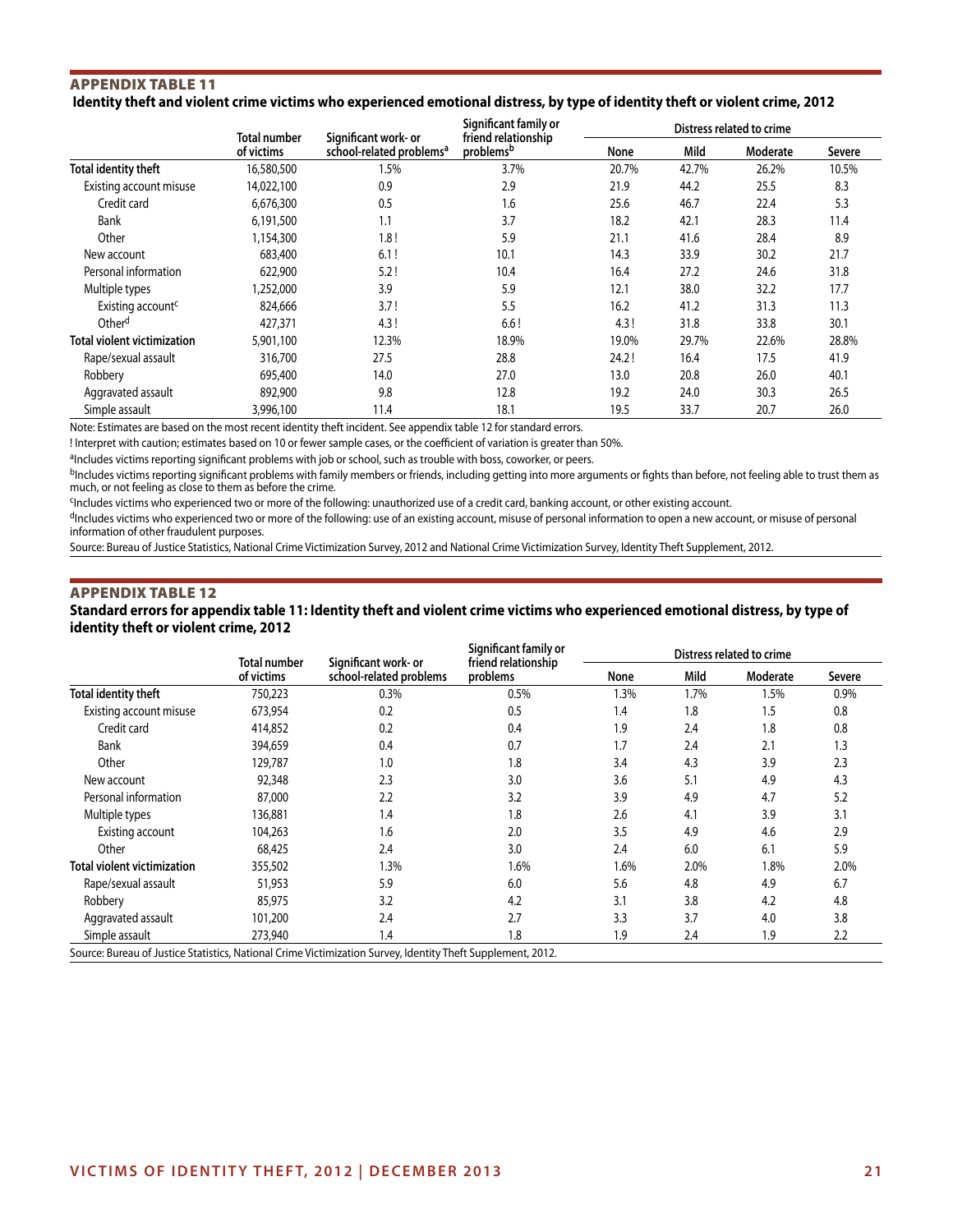## APPENDIX TABLE 11

**Identity theft and violent crime victims who experienced emotional distress, by type of identity theft or violent crime, 2012**

| | Total number of victims | Significant work- or school-related problems[a] | Significant family or friend relationship problems[b] | Distress related to crime | | | |
|---|---|---|---|---|---|---|---|
| | | | | None | Mild | Moderate | Severe |
| **Total identity theft** | 16,580,500 | 1.5% | 3.7% | 20.7% | 42.7% | 26.2% | 10.5% |
| Existing account misuse | 14,022,100 | 0.9 | 2.9 | 21.9 | 44.2 | 25.5 | 8.3 |
| Credit card | 6,676,300 | 0.5 | 1.6 | 25.6 | 46.7 | 22.4 | 5.3 |
| Bank | 6,191,500 | 1.1 | 3.7 | 18.2 | 42.1 | 28.3 | 11.4 |
| Other | 1,154,300 | 1.8 ! | 5.9 | 21.1 | 41.6 | 28.4 | 8.9 |
| New account | 683,400 | 6.1 ! | 10.1 | 14.3 | 33.9 | 30.2 | 21.7 |
| Personal information | 622,900 | 5.2 ! | 10.4 | 16.4 | 27.2 | 24.6 | 31.8 |
| Multiple types | 1,252,000 | 3.9 | 5.9 | 12.1 | 38.0 | 32.2 | 17.7 |
| Existing account[c] | 824,666 | 3.7 ! | 5.5 | 16.2 | 41.2 | 31.3 | 11.3 |
| Other[d] | 427,371 | 4.3 ! | 6.6 ! | 4.3 ! | 31.8 | 33.8 | 30.1 |
| **Total violent victimization** | 5,901,100 | 12.3% | 18.9% | 19.0% | 29.7% | 22.6% | 28.8% |
| Rape/sexual assault | 316,700 | 27.5 | 28.8 | 24.2 ! | 16.4 | 17.5 | 41.9 |
| Robbery | 695,400 | 14.0 | 27.0 | 13.0 | 20.8 | 26.0 | 40.1 |
| Aggravated assault | 892,900 | 9.8 | 12.8 | 19.2 | 24.0 | 30.3 | 26.5 |
| Simple assault | 3,996,100 | 11.4 | 18.1 | 19.5 | 33.7 | 20.7 | 26.0 |

Note: Estimates are based on the most recent identity theft incident. See appendix table 12 for standard errors.

! Interpret with caution; estimates based on 10 or fewer sample cases, or the coefficient of variation is greater than 50%.

[a]Includes victims reporting significant problems with job or school, such as trouble with boss, coworker, or peers.

[b]Includes victims reporting significant problems with family members or friends, including getting into more arguments or fights than before, not feeling able to trust them as much, or not feeling as close to them as before the crime.

[c]Includes victims who experienced two or more of the following: unauthorized use of a credit card, banking account, or other existing account.

[d]Includes victims who experienced two or more of the following: use of an existing account, misuse of personal information to open a new account, or misuse of personal information of other fraudulent purposes.

Source: Bureau of Justice Statistics, National Crime Victimization Survey, 2012 and National Crime Victimization Survey, Identity Theft Supplement, 2012.

## APPENDIX TABLE 12

**Standard errors for appendix table 11: Identity theft and violent crime victims who experienced emotional distress, by type of identity theft or violent crime, 2012**

| | Total number of victims | Significant work- or school-related problems | Significant family or friend relationship problems | Distress related to crime | | | |
|---|---|---|---|---|---|---|---|
| | | | | None | Mild | Moderate | Severe |
| **Total identity theft** | 750,223 | 0.3% | 0.5% | 1.3% | 1.7% | 1.5% | 0.9% |
| Existing account misuse | 673,954 | 0.2 | 0.5 | 1.4 | 1.8 | 1.5 | 0.8 |
| Credit card | 414,852 | 0.2 | 0.4 | 1.9 | 2.4 | 1.8 | 0.8 |
| Bank | 394,659 | 0.4 | 0.7 | 1.7 | 2.4 | 2.1 | 1.3 |
| Other | 129,787 | 1.0 | 1.8 | 3.4 | 4.3 | 3.9 | 2.3 |
| New account | 92,348 | 2.3 | 3.0 | 3.6 | 5.1 | 4.9 | 4.3 |
| Personal information | 87,000 | 2.2 | 3.2 | 3.9 | 4.9 | 4.7 | 5.2 |
| Multiple types | 136,881 | 1.4 | 1.8 | 2.6 | 4.1 | 3.9 | 3.1 |
| Existing account | 104,263 | 1.6 | 2.0 | 3.5 | 4.9 | 4.6 | 2.9 |
| Other | 68,425 | 2.4 | 3.0 | 2.4 | 6.0 | 6.1 | 5.9 |
| **Total violent victimization** | 355,502 | 1.3% | 1.6% | 1.6% | 2.0% | 1.8% | 2.0% |
| Rape/sexual assault | 51,953 | 5.9 | 6.0 | 5.6 | 4.8 | 4.9 | 6.7 |
| Robbery | 85,975 | 3.2 | 4.2 | 3.1 | 3.8 | 4.2 | 4.8 |
| Aggravated assault | 101,200 | 2.4 | 2.7 | 3.3 | 3.7 | 4.0 | 3.8 |
| Simple assault | 273,940 | 1.4 | 1.8 | 1.9 | 2.4 | 1.9 | 2.2 |

Source: Bureau of Justice Statistics, National Crime Victimization Survey, Identity Theft Supplement, 2012.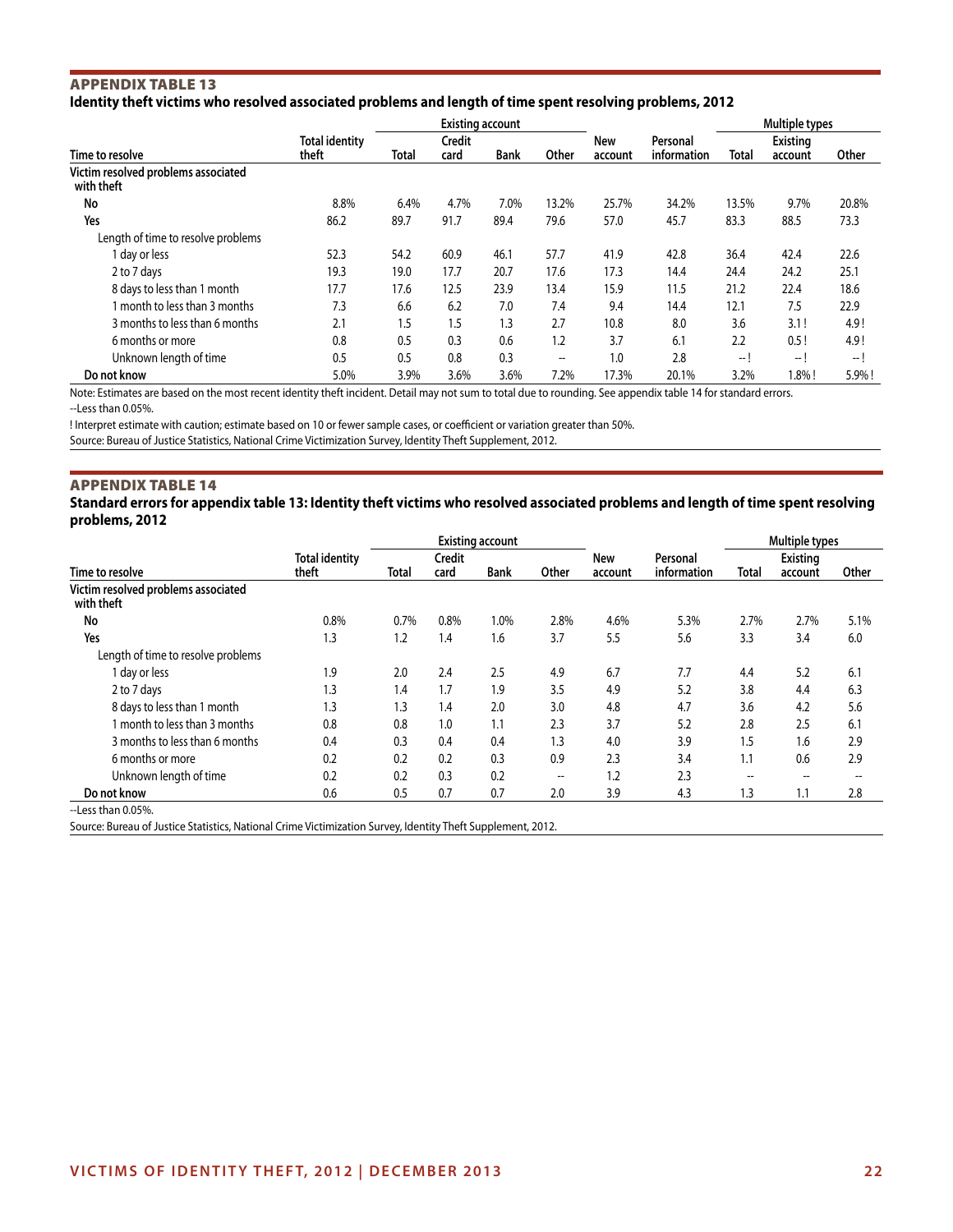## APPENDIX TABLE 13

### Identity theft victims who resolved associated problems and length of time spent resolving problems, 2012

| Time to resolve | Total identity theft | Existing account | | | | New account | Personal information | Multiple types | | |
|---|---|---|---|---|---|---|---|---|---|---|
| | | Total | Credit card | Bank | Other | | | Total | Existing account | Other |
| **Victim resolved problems associated with theft** | | | | | | | | | | |
| **No** | 8.8% | 6.4% | 4.7% | 7.0% | 13.2% | 25.7% | 34.2% | 13.5% | 9.7% | 20.8% |
| **Yes** | 86.2 | 89.7 | 91.7 | 89.4 | 79.6 | 57.0 | 45.7 | 83.3 | 88.5 | 73.3 |
| Length of time to resolve problems | | | | | | | | | | |
| 1 day or less | 52.3 | 54.2 | 60.9 | 46.1 | 57.7 | 41.9 | 42.8 | 36.4 | 42.4 | 22.6 |
| 2 to 7 days | 19.3 | 19.0 | 17.7 | 20.7 | 17.6 | 17.3 | 14.4 | 24.4 | 24.2 | 25.1 |
| 8 days to less than 1 month | 17.7 | 17.6 | 12.5 | 23.9 | 13.4 | 15.9 | 11.5 | 21.2 | 22.4 | 18.6 |
| 1 month to less than 3 months | 7.3 | 6.6 | 6.2 | 7.0 | 7.4 | 9.4 | 14.4 | 12.1 | 7.5 | 22.9 |
| 3 months to less than 6 months | 2.1 | 1.5 | 1.5 | 1.3 | 2.7 | 10.8 | 8.0 | 3.6 | 3.1 ! | 4.9 ! |
| 6 months or more | 0.8 | 0.5 | 0.3 | 0.6 | 1.2 | 3.7 | 6.1 | 2.2 | 0.5 ! | 4.9 ! |
| Unknown length of time | 0.5 | 0.5 | 0.8 | 0.3 | -- | 1.0 | 2.8 | -- ! | -- ! | -- ! |
| **Do not know** | 5.0% | 3.9% | 3.6% | 3.6% | 7.2% | 17.3% | 20.1% | 3.2% | 1.8% ! | 5.9% ! |

Note: Estimates are based on the most recent identity theft incident. Detail may not sum to total due to rounding. See appendix table 14 for standard errors.

--Less than 0.05%.

! Interpret estimate with caution; estimate based on 10 or fewer sample cases, or coefficient or variation greater than 50%.

Source: Bureau of Justice Statistics, National Crime Victimization Survey, Identity Theft Supplement, 2012.

## APPENDIX TABLE 14

### Standard errors for appendix table 13: Identity theft victims who resolved associated problems and length of time spent resolving problems, 2012

| Time to resolve | Total identity theft | Existing account | | | | New account | Personal information | Multiple types | | |
|---|---|---|---|---|---|---|---|---|---|---|
| | | Total | Credit card | Bank | Other | | | Total | Existing account | Other |
| **Victim resolved problems associated with theft** | | | | | | | | | | |
| **No** | 0.8% | 0.7% | 0.8% | 1.0% | 2.8% | 4.6% | 5.3% | 2.7% | 2.7% | 5.1% |
| **Yes** | 1.3 | 1.2 | 1.4 | 1.6 | 3.7 | 5.5 | 5.6 | 3.3 | 3.4 | 6.0 |
| Length of time to resolve problems | | | | | | | | | | |
| 1 day or less | 1.9 | 2.0 | 2.4 | 2.5 | 4.9 | 6.7 | 7.7 | 4.4 | 5.2 | 6.1 |
| 2 to 7 days | 1.3 | 1.4 | 1.7 | 1.9 | 3.5 | 4.9 | 5.2 | 3.8 | 4.4 | 6.3 |
| 8 days to less than 1 month | 1.3 | 1.3 | 1.4 | 2.0 | 3.0 | 4.8 | 4.7 | 3.6 | 4.2 | 5.6 |
| 1 month to less than 3 months | 0.8 | 0.8 | 1.0 | 1.1 | 2.3 | 3.7 | 5.2 | 2.8 | 2.5 | 6.1 |
| 3 months to less than 6 months | 0.4 | 0.3 | 0.4 | 0.4 | 1.3 | 4.0 | 3.9 | 1.5 | 1.6 | 2.9 |
| 6 months or more | 0.2 | 0.2 | 0.2 | 0.3 | 0.9 | 2.3 | 3.4 | 1.1 | 0.6 | 2.9 |
| Unknown length of time | 0.2 | 0.2 | 0.3 | 0.2 | -- | 1.2 | 2.3 | -- | -- | -- |
| **Do not know** | 0.6 | 0.5 | 0.7 | 0.7 | 2.0 | 3.9 | 4.3 | 1.3 | 1.1 | 2.8 |

--Less than 0.05%.

Source: Bureau of Justice Statistics, National Crime Victimization Survey, Identity Theft Supplement, 2012.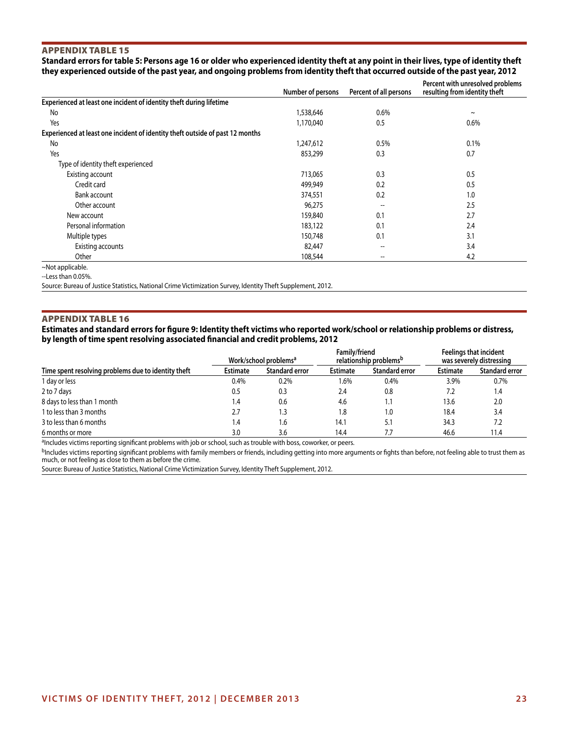## APPENDIX TABLE 15

**Standard errors for table 5: Persons age 16 or older who experienced identity theft at any point in their lives, type of identity theft they experienced outside of the past year, and ongoing problems from identity theft that occurred outside of the past year, 2012**

| | Number of persons | Percent of all persons | Percent with unresolved problems resulting from identity theft |
|---|---|---|---|
| **Experienced at least one incident of identity theft during lifetime** | | | |
| No | 1,538,646 | 0.6% | ~ |
| Yes | 1,170,040 | 0.5 | 0.6% |
| **Experienced at least one incident of identity theft outside of past 12 months** | | | |
| No | 1,247,612 | 0.5% | 0.1% |
| Yes | 853,299 | 0.3 | 0.7 |
| Type of identity theft experienced | | | |
| Existing account | 713,065 | 0.3 | 0.5 |
| Credit card | 499,949 | 0.2 | 0.5 |
| Bank account | 374,551 | 0.2 | 1.0 |
| Other account | 96,275 | -- | 2.5 |
| New account | 159,840 | 0.1 | 2.7 |
| Personal information | 183,122 | 0.1 | 2.4 |
| Multiple types | 150,748 | 0.1 | 3.1 |
| Existing accounts | 82,447 | -- | 3.4 |
| Other | 108,544 | -- | 4.2 |

~Not applicable.

--Less than 0.05%.

Source: Bureau of Justice Statistics, National Crime Victimization Survey, Identity Theft Supplement, 2012.

## APPENDIX TABLE 16

**Estimates and standard errors for figure 9: Identity theft victims who reported work/school or relationship problems or distress, by length of time spent resolving associated financial and credit problems, 2012**

| | Work/school problems[a] | | Family/friend relationship problems[b] | | Feelings that incident was severely distressing | |
|---|---|---|---|---|---|---|
| Time spent resolving problems due to identity theft | Estimate | Standard error | Estimate | Standard error | Estimate | Standard error |
| 1 day or less | 0.4% | 0.2% | 1.6% | 0.4% | 3.9% | 0.7% |
| 2 to 7 days | 0.5 | 0.3 | 2.4 | 0.8 | 7.2 | 1.4 |
| 8 days to less than 1 month | 1.4 | 0.6 | 4.6 | 1.1 | 13.6 | 2.0 |
| 1 to less than 3 months | 2.7 | 1.3 | 1.8 | 1.0 | 18.4 | 3.4 |
| 3 to less than 6 months | 1.4 | 1.6 | 14.1 | 5.1 | 34.3 | 7.2 |
| 6 months or more | 3.0 | 3.6 | 14.4 | 7.7 | 46.6 | 11.4 |

[a]Includes victims reporting significant problems with job or school, such as trouble with boss, coworker, or peers.

[b]Includes victims reporting significant problems with family members or friends, including getting into more arguments or fights than before, not feeling able to trust them as much, or not feeling as close to them as before the crime.

Source: Bureau of Justice Statistics, National Crime Victimization Survey, Identity Theft Supplement, 2012.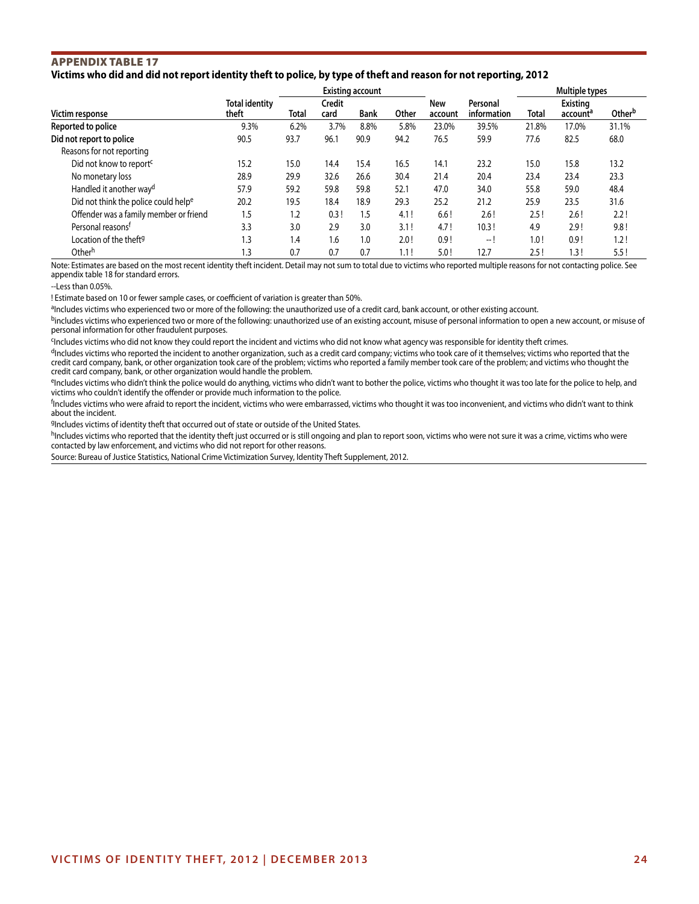## APPENDIX TABLE 17

**Victims who did and did not report identity theft to police, by type of theft and reason for not reporting, 2012**

| Victim response | Total identity theft | Existing account | | | | New account | Personal information | Multiple types | | |
|---|---|---|---|---|---|---|---|---|---|---|
| | | Total | Credit card | Bank | Other | | | Total | Existing account[a] | Other[b] |
| **Reported to police** | 9.3% | 6.2% | 3.7% | 8.8% | 5.8% | 23.0% | 39.5% | 21.8% | 17.0% | 31.1% |
| **Did not report to police** | 90.5 | 93.7 | 96.1 | 90.9 | 94.2 | 76.5 | 59.9 | 77.6 | 82.5 | 68.0 |
| Reasons for not reporting | | | | | | | | | | |
| Did not know to report[c] | 15.2 | 15.0 | 14.4 | 15.4 | 16.5 | 14.1 | 23.2 | 15.0 | 15.8 | 13.2 |
| No monetary loss | 28.9 | 29.9 | 32.6 | 26.6 | 30.4 | 21.4 | 20.4 | 23.4 | 23.4 | 23.3 |
| Handled it another way[d] | 57.9 | 59.2 | 59.8 | 59.8 | 52.1 | 47.0 | 34.0 | 55.8 | 59.0 | 48.4 |
| Did not think the police could help[e] | 20.2 | 19.5 | 18.4 | 18.9 | 29.3 | 25.2 | 21.2 | 25.9 | 23.5 | 31.6 |
| Offender was a family member or friend | 1.5 | 1.2 | 0.3 ! | 1.5 | 4.1 ! | 6.6 ! | 2.6 ! | 2.5 ! | 2.6 ! | 2.2 ! |
| Personal reasons[f] | 3.3 | 3.0 | 2.9 | 3.0 | 3.1 ! | 4.7 ! | 10.3 ! | 4.9 | 2.9 ! | 9.8 ! |
| Location of the theft[g] | 1.3 | 1.4 | 1.6 | 1.0 | 2.0 ! | 0.9 ! | -- ! | 1.0 ! | 0.9 ! | 1.2 ! |
| Other[h] | 1.3 | 0.7 | 0.7 | 0.7 | 1.1 ! | 5.0 ! | 12.7 | 2.5 ! | 1.3 ! | 5.5 ! |

Note: Estimates are based on the most recent identity theft incident. Detail may not sum to total due to victims who reported multiple reasons for not contacting police. See appendix table 18 for standard errors.

--Less than 0.05%.

! Estimate based on 10 or fewer sample cases, or coefficient of variation is greater than 50%.

[a]Includes victims who experienced two or more of the following: the unauthorized use of a credit card, bank account, or other existing account.

[b]Includes victims who experienced two or more of the following: unauthorized use of an existing account, misuse of personal information to open a new account, or misuse of personal information for other fraudulent purposes.

[c]Includes victims who did not know they could report the incident and victims who did not know what agency was responsible for identity theft crimes.

[d]Includes victims who reported the incident to another organization, such as a credit card company; victims who took care of it themselves; victims who reported that the credit card company, bank, or other organization took care of the problem; victims who reported a family member took care of the problem; and victims who thought the credit card company, bank, or other organization would handle the problem.

[e]Includes victims who didn't think the police would do anything, victims who didn't want to bother the police, victims who thought it was too late for the police to help, and victims who couldn't identify the offender or provide much information to the police.

[f]Includes victims who were afraid to report the incident, victims who were embarrassed, victims who thought it was too inconvenient, and victims who didn't want to think about the incident.

[g]Includes victims of identity theft that occurred out of state or outside of the United States.

[h]Includes victims who reported that the identity theft just occurred or is still ongoing and plan to report soon, victims who were not sure it was a crime, victims who were contacted by law enforcement, and victims who did not report for other reasons.

Source: Bureau of Justice Statistics, National Crime Victimization Survey, Identity Theft Supplement, 2012.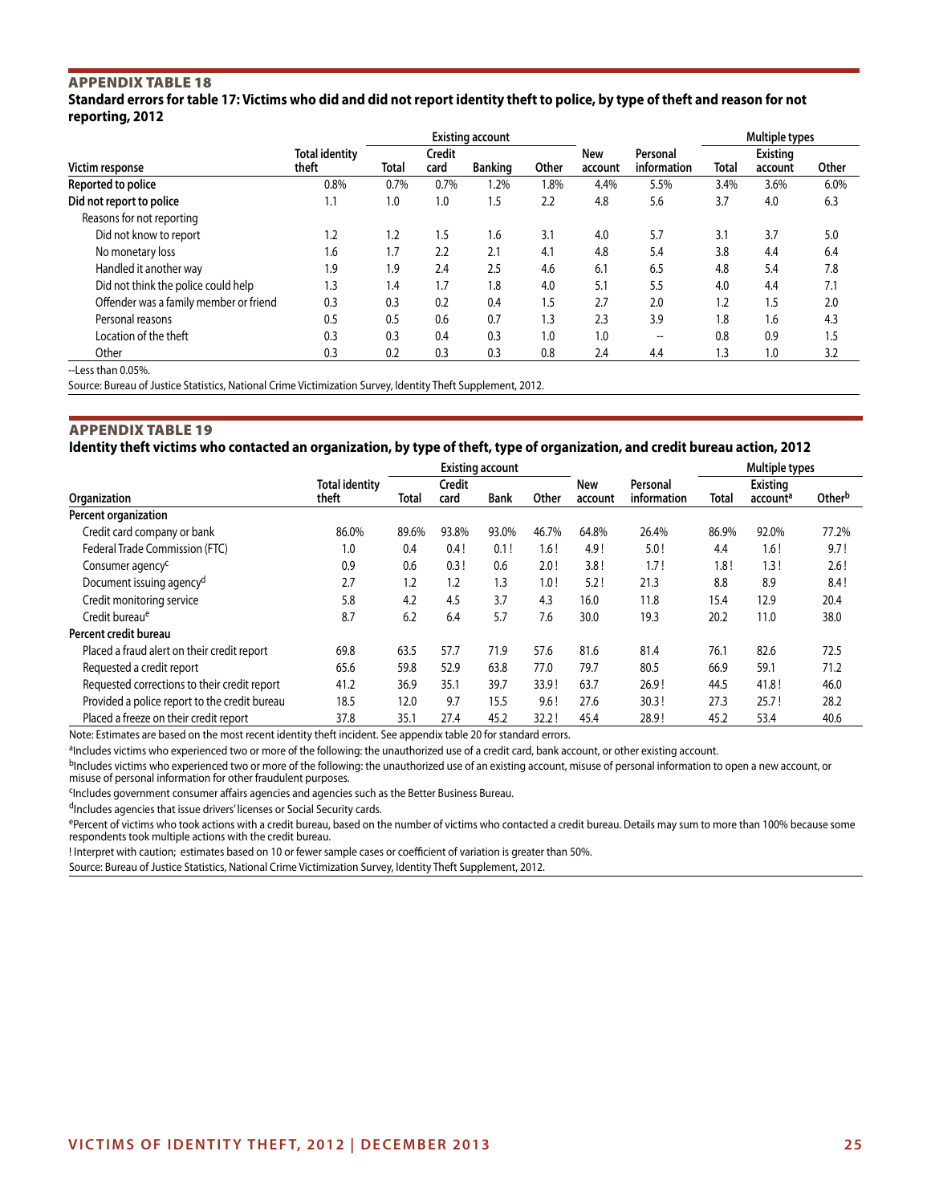## Appendix table 18

### Standard errors for table 17: Victims who did and did not report identity theft to police, by type of theft and reason for not reporting, 2012

| Victim response | Total identity theft | Existing account | | | | New account | Personal information | Multiple types | | |
|---|---|---|---|---|---|---|---|---|---|---|
| | | Total | Credit card | Banking | Other | | | Total | Existing account | Other |
| **Reported to police** | 0.8% | 0.7% | 0.7% | 1.2% | 1.8% | 4.4% | 5.5% | 3.4% | 3.6% | 6.0% |
| **Did not report to police** | 1.1 | 1.0 | 1.0 | 1.5 | 2.2 | 4.8 | 5.6 | 3.7 | 4.0 | 6.3 |
| Reasons for not reporting | | | | | | | | | | |
| Did not know to report | 1.2 | 1.2 | 1.5 | 1.6 | 3.1 | 4.0 | 5.7 | 3.1 | 3.7 | 5.0 |
| No monetary loss | 1.6 | 1.7 | 2.2 | 2.1 | 4.1 | 4.8 | 5.4 | 3.8 | 4.4 | 6.4 |
| Handled it another way | 1.9 | 1.9 | 2.4 | 2.5 | 4.6 | 6.1 | 6.5 | 4.8 | 5.4 | 7.8 |
| Did not think the police could help | 1.3 | 1.4 | 1.7 | 1.8 | 4.0 | 5.1 | 5.5 | 4.0 | 4.4 | 7.1 |
| Offender was a family member or friend | 0.3 | 0.3 | 0.2 | 0.4 | 1.5 | 2.7 | 2.0 | 1.2 | 1.5 | 2.0 |
| Personal reasons | 0.5 | 0.5 | 0.6 | 0.7 | 1.3 | 2.3 | 3.9 | 1.8 | 1.6 | 4.3 |
| Location of the theft | 0.3 | 0.3 | 0.4 | 0.3 | 1.0 | 1.0 | -- | 0.8 | 0.9 | 1.5 |
| Other | 0.3 | 0.2 | 0.3 | 0.3 | 0.8 | 2.4 | 4.4 | 1.3 | 1.0 | 3.2 |

--Less than 0.05%.

Source: Bureau of Justice Statistics, National Crime Victimization Survey, Identity Theft Supplement, 2012.

## Appendix table 19

### Identity theft victims who contacted an organization, by type of theft, type of organization, and credit bureau action, 2012

| Organization | Total identity theft | Existing account | | | | New account | Personal information | Multiple types | | |
|---|---|---|---|---|---|---|---|---|---|---|
| | | Total | Credit card | Bank | Other | | | Total | Existing account[a] | Other[b] |
| **Percent organization** | | | | | | | | | | |
| Credit card company or bank | 86.0% | 89.6% | 93.8% | 93.0% | 46.7% | 64.8% | 26.4% | 86.9% | 92.0% | 77.2% |
| Federal Trade Commission (FTC) | 1.0 | 0.4 | 0.4 ! | 0.1 ! | 1.6 ! | 4.9 ! | 5.0 ! | 4.4 | 1.6 ! | 9.7 ! |
| Consumer agency[c] | 0.9 | 0.6 | 0.3 ! | 0.6 | 2.0 ! | 3.8 ! | 1.7 ! | 1.8 ! | 1.3 ! | 2.6 ! |
| Document issuing agency[d] | 2.7 | 1.2 | 1.2 | 1.3 | 1.0 ! | 5.2 ! | 21.3 | 8.8 | 8.9 | 8.4 ! |
| Credit monitoring service | 5.8 | 4.2 | 4.5 | 3.7 | 4.3 | 16.0 | 11.8 | 15.4 | 12.9 | 20.4 |
| Credit bureau[e] | 8.7 | 6.2 | 6.4 | 5.7 | 7.6 | 30.0 | 19.3 | 20.2 | 11.0 | 38.0 |
| **Percent credit bureau** | | | | | | | | | | |
| Placed a fraud alert on their credit report | 69.8 | 63.5 | 57.7 | 71.9 | 57.6 | 81.6 | 81.4 | 76.1 | 82.6 | 72.5 |
| Requested a credit report | 65.6 | 59.8 | 52.9 | 63.8 | 77.0 | 79.7 | 80.5 | 66.9 | 59.1 | 71.2 |
| Requested corrections to their credit report | 41.2 | 36.9 | 35.1 | 39.7 | 33.9 ! | 63.7 | 26.9 ! | 44.5 | 41.8 ! | 46.0 |
| Provided a police report to the credit bureau | 18.5 | 12.0 | 9.7 | 15.5 | 9.6 ! | 27.6 | 30.3 ! | 27.3 | 25.7 ! | 28.2 |
| Placed a freeze on their credit report | 37.8 | 35.1 | 27.4 | 45.2 | 32.2 ! | 45.4 | 28.9 ! | 45.2 | 53.4 | 40.6 |

Note: Estimates are based on the most recent identity theft incident. See appendix table 20 for standard errors.

[a]Includes victims who experienced two or more of the following: the unauthorized use of a credit card, bank account, or other existing account.

[b]Includes victims who experienced two or more of the following: the unauthorized use of an existing account, misuse of personal information to open a new account, or misuse of personal information for other fraudulent purposes.

[c]Includes government consumer affairs agencies and agencies such as the Better Business Bureau.

[d]Includes agencies that issue drivers' licenses or Social Security cards.

[e]Percent of victims who took actions with a credit bureau, based on the number of victims who contacted a credit bureau. Details may sum to more than 100% because some respondents took multiple actions with the credit bureau.

! Interpret with caution; estimates based on 10 or fewer sample cases or coefficient of variation is greater than 50%.

Source: Bureau of Justice Statistics, National Crime Victimization Survey, Identity Theft Supplement, 2012.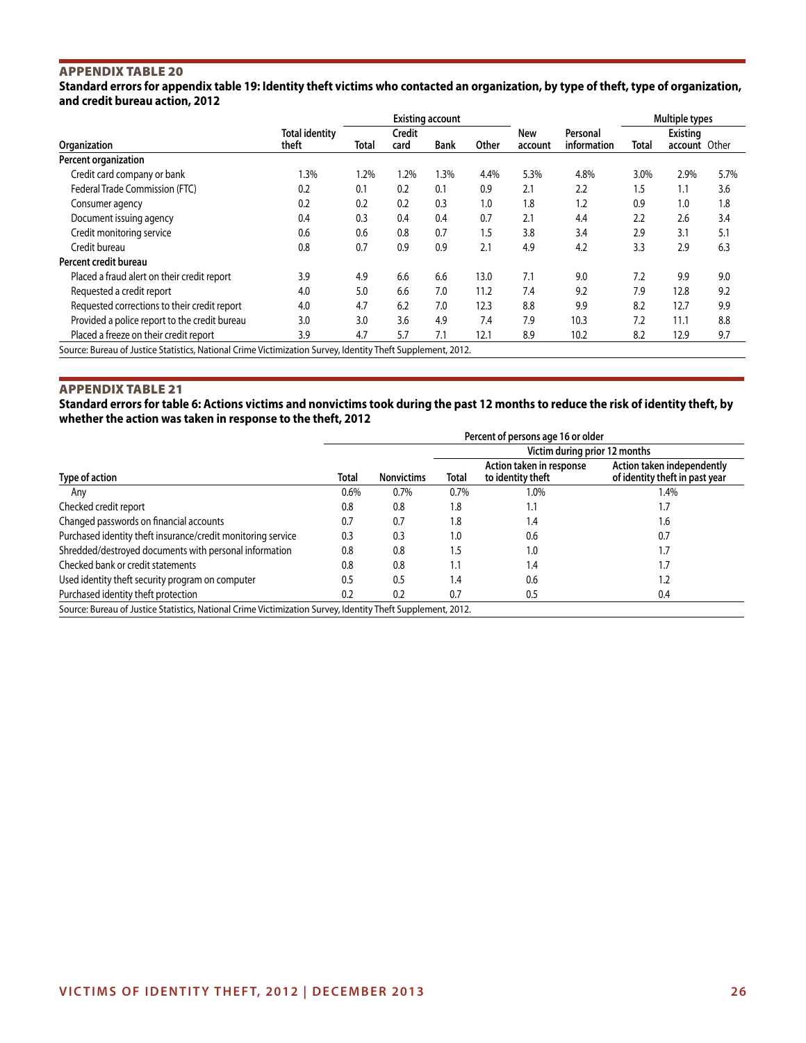## APPENDIX TABLE 20

**Standard errors for appendix table 19: Identity theft victims who contacted an organization, by type of theft, type of organization, and credit bureau action, 2012**

| Organization | Total identity theft | Existing account | | | | New account | Personal information | Multiple types | | |
|---|---|---|---|---|---|---|---|---|---|---|
| | | Total | Credit card | Bank | Other | | | Total | Existing account | Other |
| **Percent organization** | | | | | | | | | | |
| Credit card company or bank | 1.3% | 1.2% | 1.2% | 1.3% | 4.4% | 5.3% | 4.8% | 3.0% | 2.9% | 5.7% |
| Federal Trade Commission (FTC) | 0.2 | 0.1 | 0.2 | 0.1 | 0.9 | 2.1 | 2.2 | 1.5 | 1.1 | 3.6 |
| Consumer agency | 0.2 | 0.2 | 0.2 | 0.3 | 1.0 | 1.8 | 1.2 | 0.9 | 1.0 | 1.8 |
| Document issuing agency | 0.4 | 0.3 | 0.4 | 0.4 | 0.7 | 2.1 | 4.4 | 2.2 | 2.6 | 3.4 |
| Credit monitoring service | 0.6 | 0.6 | 0.8 | 0.7 | 1.5 | 3.8 | 3.4 | 2.9 | 3.1 | 5.1 |
| Credit bureau | 0.8 | 0.7 | 0.9 | 0.9 | 2.1 | 4.9 | 4.2 | 3.3 | 2.9 | 6.3 |
| **Percent credit bureau** | | | | | | | | | | |
| Placed a fraud alert on their credit report | 3.9 | 4.9 | 6.6 | 6.6 | 13.0 | 7.1 | 9.0 | 7.2 | 9.9 | 9.0 |
| Requested a credit report | 4.0 | 5.0 | 6.6 | 7.0 | 11.2 | 7.4 | 9.2 | 7.9 | 12.8 | 9.2 |
| Requested corrections to their credit report | 4.0 | 4.7 | 6.2 | 7.0 | 12.3 | 8.8 | 9.9 | 8.2 | 12.7 | 9.9 |
| Provided a police report to the credit bureau | 3.0 | 3.0 | 3.6 | 4.9 | 7.4 | 7.9 | 10.3 | 7.2 | 11.1 | 8.8 |
| Placed a freeze on their credit report | 3.9 | 4.7 | 5.7 | 7.1 | 12.1 | 8.9 | 10.2 | 8.2 | 12.9 | 9.7 |

Source: Bureau of Justice Statistics, National Crime Victimization Survey, Identity Theft Supplement, 2012.

## APPENDIX TABLE 21

**Standard errors for table 6: Actions victims and nonvictims took during the past 12 months to reduce the risk of identity theft, by whether the action was taken in response to the theft, 2012**

| Type of action | Percent of persons age 16 or older | | | | |
|---|---|---|---|---|---|
| | | | Victim during prior 12 months | | |
| | Total | Nonvictims | Total | Action taken in response to identity theft | Action taken independently of identity theft in past year |
| Any | 0.6% | 0.7% | 0.7% | 1.0% | 1.4% |
| Checked credit report | 0.8 | 0.8 | 1.8 | 1.1 | 1.7 |
| Changed passwords on financial accounts | 0.7 | 0.7 | 1.8 | 1.4 | 1.6 |
| Purchased identity theft insurance/credit monitoring service | 0.3 | 0.3 | 1.0 | 0.6 | 0.7 |
| Shredded/destroyed documents with personal information | 0.8 | 0.8 | 1.5 | 1.0 | 1.7 |
| Checked bank or credit statements | 0.8 | 0.8 | 1.1 | 1.4 | 1.7 |
| Used identity theft security program on computer | 0.5 | 0.5 | 1.4 | 0.6 | 1.2 |
| Purchased identity theft protection | 0.2 | 0.2 | 0.7 | 0.5 | 0.4 |

Source: Bureau of Justice Statistics, National Crime Victimization Survey, Identity Theft Supplement, 2012.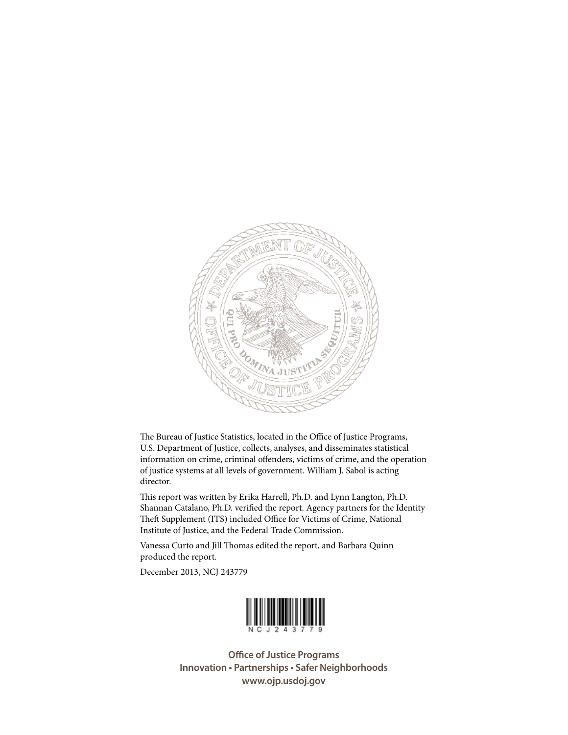The Bureau of Justice Statistics, located in the Office of Justice Programs, U.S. Department of Justice, collects, analyses, and disseminates statistical information on crime, criminal offenders, victims of crime, and the operation of justice systems at all levels of government. William J. Sabol is acting director.

This report was written by Erika Harrell, Ph.D. and Lynn Langton, Ph.D. Shannan Catalano, Ph.D. verified the report. Agency partners for the Identity Theft Supplement (ITS) included Office for Victims of Crime, National Institute of Justice, and the Federal Trade Commission.

Vanessa Curto and Jill Thomas edited the report, and Barbara Quinn produced the report.

December 2013, NCJ 243779

NCJ 243779

**Office of Justice Programs**
**Innovation • Partnerships • Safer Neighborhoods**
**www.ojp.usdoj.gov**